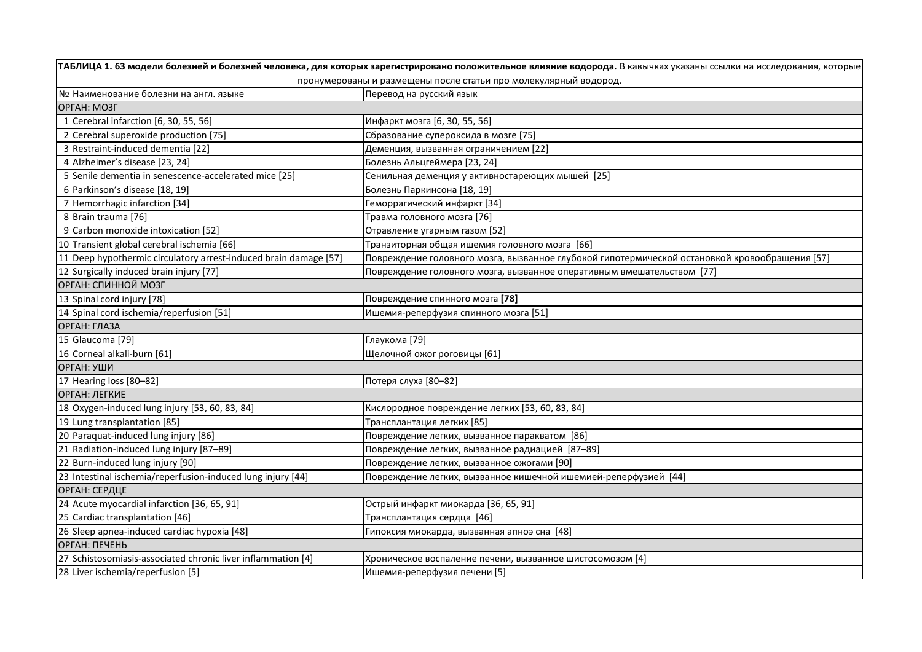**ТАБЛИЦА 1. 63 модели болезней и болезней человека, для которых зарегистрировано положительное влияние водорода.** В кавычках указаны ссылки на исследования, которые пронумерованы и размещены после статьи про молекулярный водород.

| № | Наименование болезни на англ. языке | Перевод на русский язык |
|---|---|---|
| ОРГАН: МОЗГ | | |
| 1 | Cerebral infarction [6, 30, 55, 56] | Инфаркт мозга [6, 30, 55, 56] |
| 2 | Cerebral superoxide production [75] | Сбразование супероксида в мозге [75] |
| 3 | Restraint-induced dementia [22] | Деменция, вызванная ограничением [22] |
| 4 | Alzheimer's disease [23, 24] | Болезнь Альцгеймера [23, 24] |
| 5 | Senile dementia in senescence-accelerated mice [25] | Сенильная деменция у активностареющих мышей [25] |
| 6 | Parkinson's disease [18, 19] | Болезнь Паркинсона [18, 19] |
| 7 | Hemorrhagic infarction [34] | Геморрагический инфаркт [34] |
| 8 | Brain trauma [76] | Травма головного мозга [76] |
| 9 | Carbon monoxide intoxication [52] | Отравление угарным газом [52] |
| 10 | Transient global cerebral ischemia [66] | Транзиторная общая ишемия головного мозга [66] |
| 11 | Deep hypothermic circulatory arrest-induced brain damage [57] | Повреждение головного мозга, вызванное глубокой гипотермической остановкой кровообращения [57] |
| 12 | Surgically induced brain injury [77] | Повреждение головного мозга, вызванное оперативным вмешательством [77] |
| ОРГАН: СПИННОЙ МОЗГ | | |
| 13 | Spinal cord injury [78] | Повреждение спинного мозга **[78]** |
| 14 | Spinal cord ischemia/reperfusion [51] | Ишемия-реперфузия спинного мозга [51] |
| ОРГАН: ГЛАЗА | | |
| 15 | Glaucoma [79] | Глаукома [79] |
| 16 | Corneal alkali-burn [61] | Щелочной ожог роговицы [61] |
| ОРГАН: УШИ | | |
| 17 | Hearing loss [80–82] | Потеря слуха [80–82] |
| ОРГАН: ЛЕГКИЕ | | |
| 18 | Oxygen-induced lung injury [53, 60, 83, 84] | Кислородное повреждение легких [53, 60, 83, 84] |
| 19 | Lung transplantation [85] | Трансплантация легких [85] |
| 20 | Paraquat-induced lung injury [86] | Повреждение легких, вызванное паракватом [86] |
| 21 | Radiation-induced lung injury [87–89] | Повреждение легких, вызванное радиацией [87–89] |
| 22 | Burn-induced lung injury [90] | Повреждение легких, вызванное ожогами [90] |
| 23 | Intestinal ischemia/reperfusion-induced lung injury [44] | Повреждение легких, вызванное кишечной ишемией-реперфузией [44] |
| ОРГАН: СЕРДЦЕ | | |
| 24 | Acute myocardial infarction [36, 65, 91] | Острый инфаркт миокарда [36, 65, 91] |
| 25 | Cardiac transplantation [46] | Трансплантация сердца [46] |
| 26 | Sleep apnea-induced cardiac hypoxia [48] | Гипоксия миокарда, вызванная апноэ сна [48] |
| ОРГАН: ПЕЧЕНЬ | | |
| 27 | Schistosomiasis-associated chronic liver inflammation [4] | Хроническое воспаление печени, вызванное шистосомозом [4] |
| 28 | Liver ischemia/reperfusion [5] | Ишемия-реперфузия печени [5] |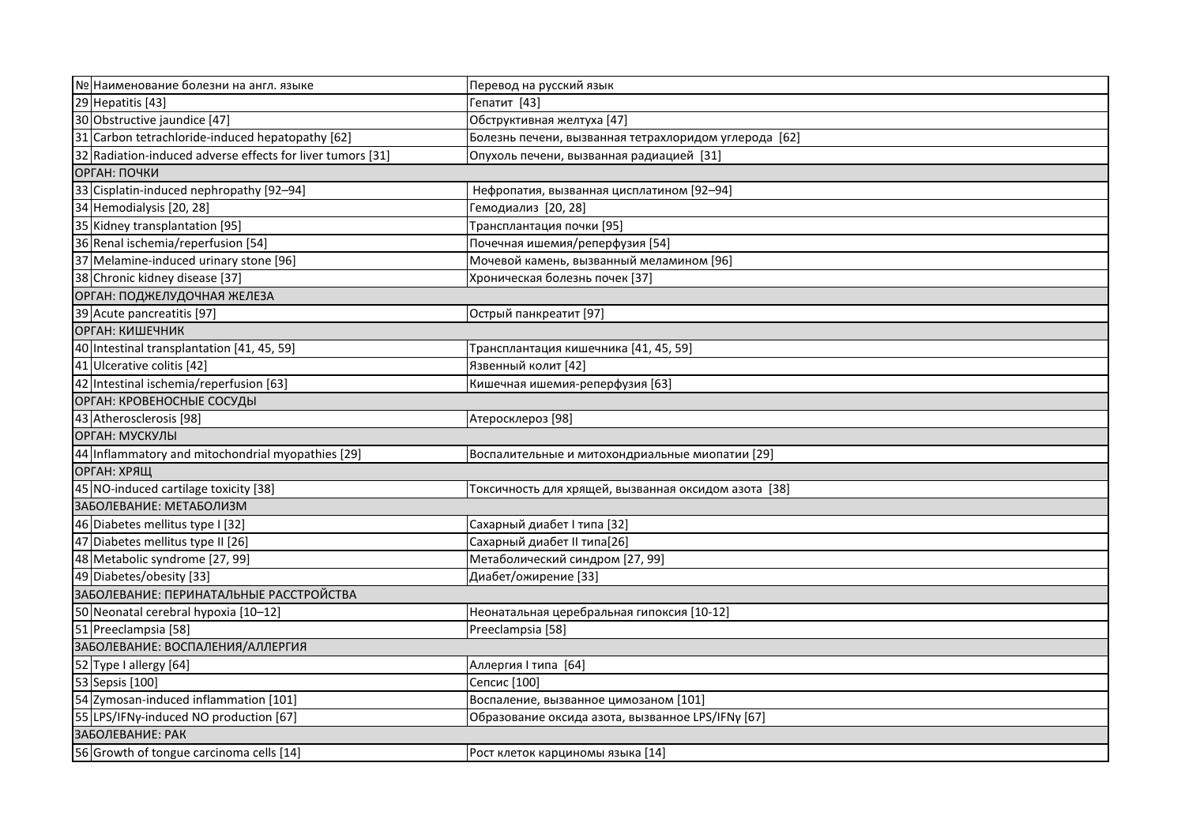| № | Наименование болезни на англ. языке | Перевод на русский язык |
|---|---|---|
| 29 | Hepatitis [43] | Гепатит [43] |
| 30 | Obstructive jaundice [47] | Обструктивная желтуха [47] |
| 31 | Carbon tetrachloride-induced hepatopathy [62] | Болезнь печени, вызванная тетрахлоридом углерода [62] |
| 32 | Radiation-induced adverse effects for liver tumors [31] | Опухоль печени, вызванная радиацией [31] |
| ОРГАН: ПОЧКИ | | |
| 33 | Cisplatin-induced nephropathy [92–94] | Нефропатия, вызванная цисплатином [92–94] |
| 34 | Hemodialysis [20, 28] | Гемодиализ [20, 28] |
| 35 | Kidney transplantation [95] | Трансплантация почки [95] |
| 36 | Renal ischemia/reperfusion [54] | Почечная ишемия/реперфузия [54] |
| 37 | Melamine-induced urinary stone [96] | Мочевой камень, вызванный меламином [96] |
| 38 | Chronic kidney disease [37] | Хроническая болезнь почек [37] |
| ОРГАН: ПОДЖЕЛУДОЧНАЯ ЖЕЛЕЗА | | |
| 39 | Acute pancreatitis [97] | Острый панкреатит [97] |
| ОРГАН: КИШЕЧНИК | | |
| 40 | Intestinal transplantation [41, 45, 59] | Трансплантация кишечника [41, 45, 59] |
| 41 | Ulcerative colitis [42] | Язвенный колит [42] |
| 42 | Intestinal ischemia/reperfusion [63] | Кишечная ишемия-реперфузия [63] |
| ОРГАН: КРОВЕНОСНЫЕ СОСУДЫ | | |
| 43 | Atherosclerosis [98] | Атеросклероз [98] |
| ОРГАН: МУСКУЛЫ | | |
| 44 | Inflammatory and mitochondrial myopathies [29] | Воспалительные и митохондриальные миопатии [29] |
| ОРГАН: ХРЯЩ | | |
| 45 | NO-induced cartilage toxicity [38] | Токсичность для хрящей, вызванная оксидом азота [38] |
| ЗАБОЛЕВАНИЕ: МЕТАБОЛИЗМ | | |
| 46 | Diabetes mellitus type I [32] | Сахарный диабет I типа [32] |
| 47 | Diabetes mellitus type II [26] | Сахарный диабет II типа[26] |
| 48 | Metabolic syndrome [27, 99] | Метаболический синдром [27, 99] |
| 49 | Diabetes/obesity [33] | Диабет/ожирение [33] |
| ЗАБОЛЕВАНИЕ: ПЕРИНАТАЛЬНЫЕ РАССТРОЙСТВА | | |
| 50 | Neonatal cerebral hypoxia [10–12] | Неонатальная церебральная гипоксия [10-12] |
| 51 | Preeclampsia [58] | Preeclampsia [58] |
| ЗАБОЛЕВАНИЕ: ВОСПАЛЕНИЯ/АЛЛЕРГИЯ | | |
| 52 | Type I allergy [64] | Аллергия I типа [64] |
| 53 | Sepsis [100] | Сепсис [100] |
| 54 | Zymosan-induced inflammation [101] | Воспаление, вызванное цимозаном [101] |
| 55 | LPS/IFNγ-induced NO production [67] | Образование оксида азота, вызванное LPS/IFNγ [67] |
| ЗАБОЛЕВАНИЕ: РАК | | |
| 56 | Growth of tongue carcinoma cells [14] | Рост клеток карциномы языка [14] |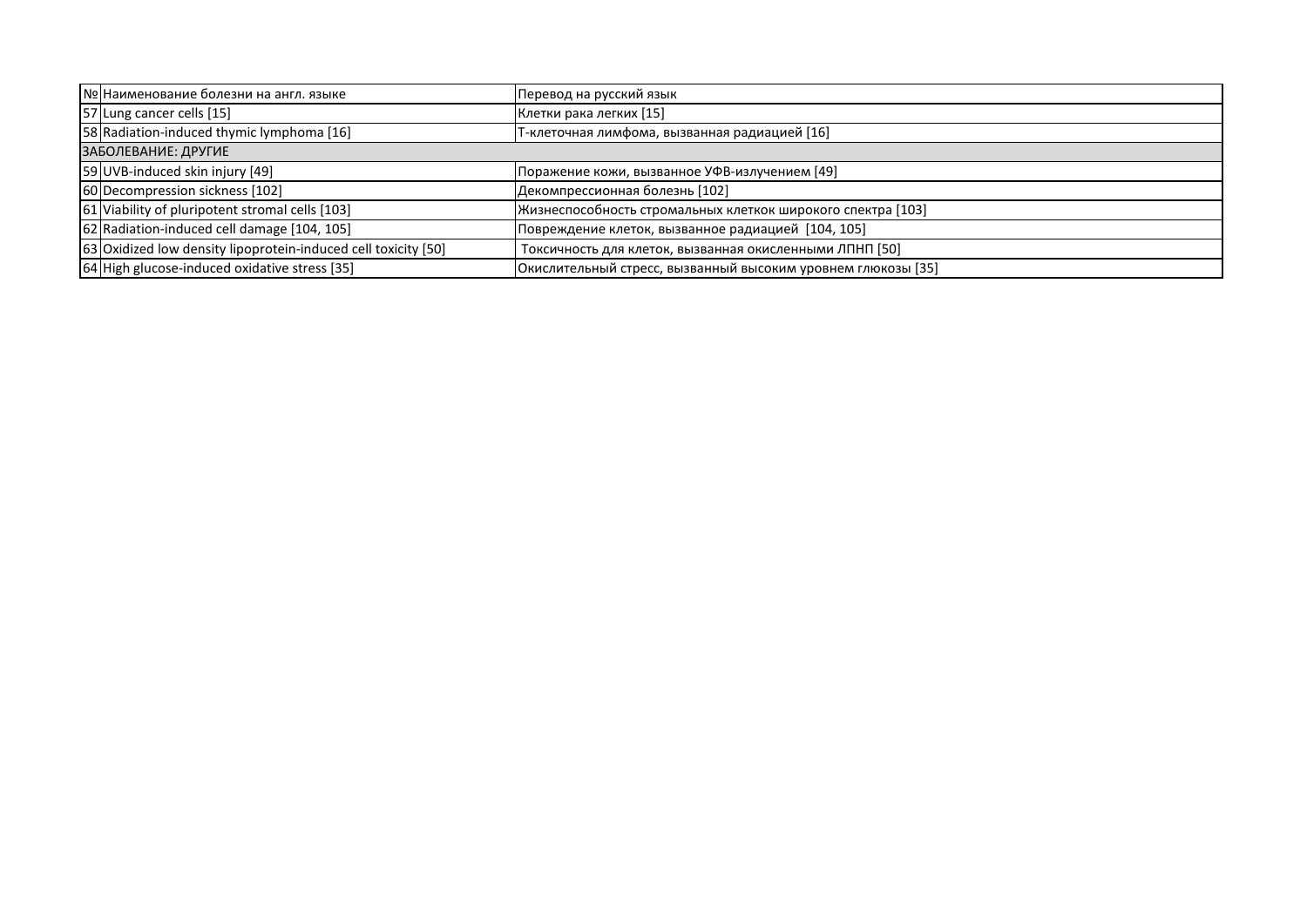| № | Наименование болезни на англ. языке | Перевод на русский язык |
|---|---|---|
| 57 | Lung cancer cells [15] | Клетки рака легких [15] |
| 58 | Radiation-induced thymic lymphoma [16] | Т-клеточная лимфома, вызванная радиацией [16] |
| ЗАБОЛЕВАНИЕ: ДРУГИЕ | | |
| 59 | UVB-induced skin injury [49] | Поражение кожи, вызванное УФВ-излучением [49] |
| 60 | Decompression sickness [102] | Декомпрессионная болезнь [102] |
| 61 | Viability of pluripotent stromal cells [103] | Жизнеспособность стромальных клеткок широкого спектра [103] |
| 62 | Radiation-induced cell damage [104, 105] | Повреждение клеток, вызванное радиацией [104, 105] |
| 63 | Oxidized low density lipoprotein-induced cell toxicity [50] | Токсичность для клеток, вызванная окисленными ЛПНП [50] |
| 64 | High glucose-induced oxidative stress [35] | Окислительный стресс, вызванный высоким уровнем глюкозы [35] |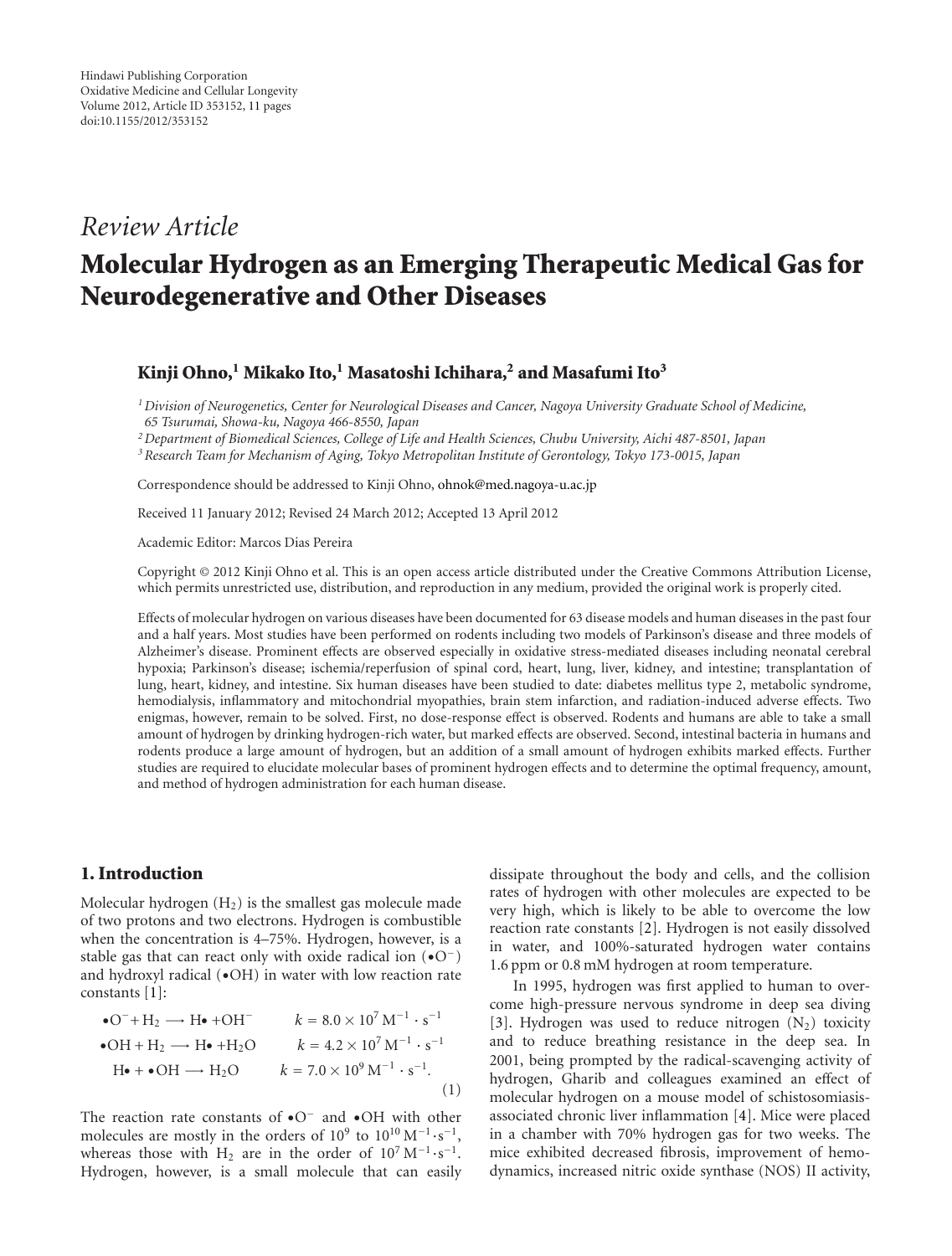Hindawi Publishing Corporation
Oxidative Medicine and Cellular Longevity
Volume 2012, Article ID 353152, 11 pages
doi:10.1155/2012/353152

*Review Article*

# Molecular Hydrogen as an Emerging Therapeutic Medical Gas for Neurodegenerative and Other Diseases

**Kinji Ohno,[1] Mikako Ito,[1] Masatoshi Ichihara,[2] and Masafumi Ito[3]**

[1] *Division of Neurogenetics, Center for Neurological Diseases and Cancer, Nagoya University Graduate School of Medicine, 65 Tsurumai, Showa-ku, Nagoya 466-8550, Japan*
[2] *Department of Biomedical Sciences, College of Life and Health Sciences, Chubu University, Aichi 487-8501, Japan*
[3] *Research Team for Mechanism of Aging, Tokyo Metropolitan Institute of Gerontology, Tokyo 173-0015, Japan*

Correspondence should be addressed to Kinji Ohno, ohnok@med.nagoya-u.ac.jp

Received 11 January 2012; Revised 24 March 2012; Accepted 13 April 2012

Academic Editor: Marcos Dias Pereira

Copyright © 2012 Kinji Ohno et al. This is an open access article distributed under the Creative Commons Attribution License, which permits unrestricted use, distribution, and reproduction in any medium, provided the original work is properly cited.

Effects of molecular hydrogen on various diseases have been documented for 63 disease models and human diseases in the past four and a half years. Most studies have been performed on rodents including two models of Parkinson's disease and three models of Alzheimer's disease. Prominent effects are observed especially in oxidative stress-mediated diseases including neonatal cerebral hypoxia; Parkinson's disease; ischemia/reperfusion of spinal cord, heart, lung, liver, kidney, and intestine; transplantation of lung, heart, kidney, and intestine. Six human diseases have been studied to date: diabetes mellitus type 2, metabolic syndrome, hemodialysis, inflammatory and mitochondrial myopathies, brain stem infarction, and radiation-induced adverse effects. Two enigmas, however, remain to be solved. First, no dose-response effect is observed. Rodents and humans are able to take a small amount of hydrogen by drinking hydrogen-rich water, but marked effects are observed. Second, intestinal bacteria in humans and rodents produce a large amount of hydrogen, but an addition of a small amount of hydrogen exhibits marked effects. Further studies are required to elucidate molecular bases of prominent hydrogen effects and to determine the optimal frequency, amount, and method of hydrogen administration for each human disease.

## 1. Introduction

Molecular hydrogen ($H_2$) is the smallest gas molecule made of two protons and two electrons. Hydrogen is combustible when the concentration is 4–75%. Hydrogen, however, is a stable gas that can react only with oxide radical ion ($\bullet O^-$) and hydroxyl radical ($\bullet OH$) in water with low reaction rate constants [1]:

$$
\begin{aligned}
\bullet O^- + H_2 &\longrightarrow H\bullet + OH^- \qquad k = 8.0\times 10^7\,M^{-1}\cdot s^{-1}\\
\bullet OH + H_2 &\longrightarrow H\bullet + H_2O \qquad k = 4.2\times 10^7\,M^{-1}\cdot s^{-1}\\
H\bullet + \bullet OH &\longrightarrow H_2O \qquad k = 7.0\times 10^9\,M^{-1}\cdot s^{-1}.
\end{aligned}
\tag{1}
$$

The reaction rate constants of $\bullet O^-$ and $\bullet OH$ with other molecules are mostly in the orders of $10^9$ to $10^{10}\,M^{-1}\cdot s^{-1}$, whereas those with $H_2$ are in the order of $10^7\,M^{-1}\cdot s^{-1}$. Hydrogen, however, is a small molecule that can easily dissipate throughout the body and cells, and the collision rates of hydrogen with other molecules are expected to be very high, which is likely to be able to overcome the low reaction rate constants [2]. Hydrogen is not easily dissolved in water, and 100%-saturated hydrogen water contains 1.6 ppm or 0.8 mM hydrogen at room temperature.

In 1995, hydrogen was first applied to human to overcome high-pressure nervous syndrome in deep sea diving [3]. Hydrogen was used to reduce nitrogen ($N_2$) toxicity and to reduce breathing resistance in the deep sea. In 2001, being prompted by the radical-scavenging activity of hydrogen, Gharib and colleagues examined an effect of molecular hydrogen on a mouse model of schistosomiasis-associated chronic liver inflammation [4]. Mice were placed in a chamber with 70% hydrogen gas for two weeks. The mice exhibited decreased fibrosis, improvement of hemodynamics, increased nitric oxide synthase (NOS) II activity,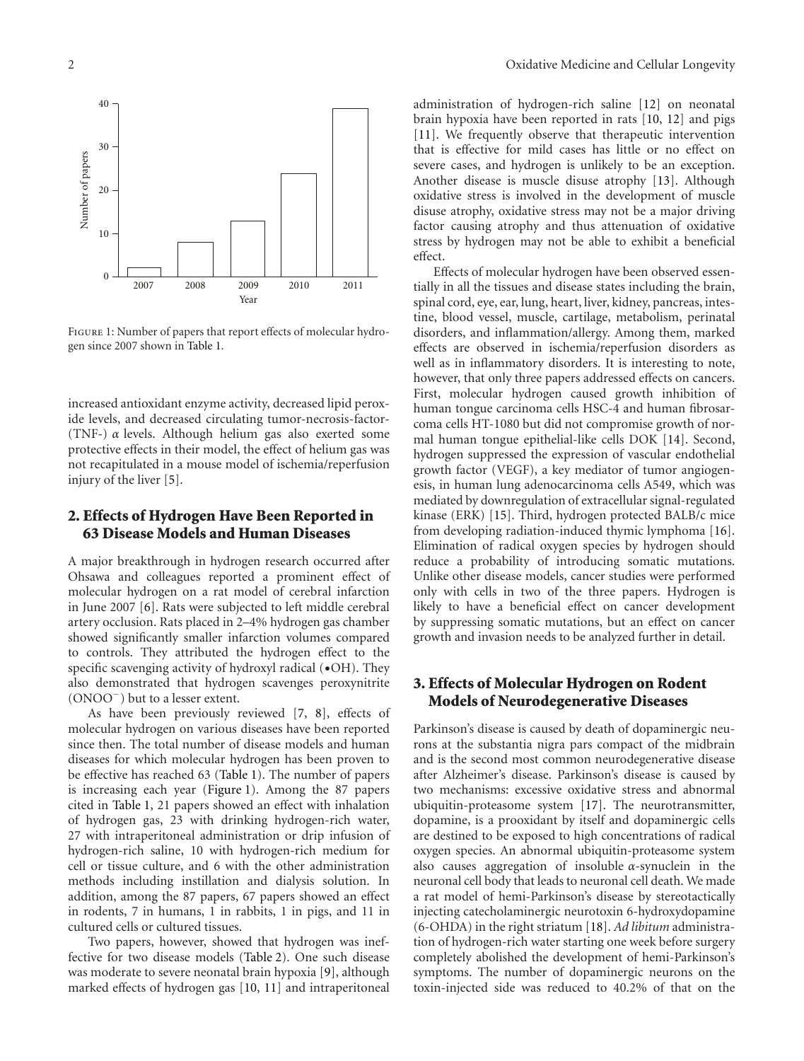FIGURE 1: Number of papers that report effects of molecular hydrogen since 2007 shown in Table 1.

increased antioxidant enzyme activity, decreased lipid peroxide levels, and decreased circulating tumor-necrosis-factor- (TNF-) $\alpha$ levels. Although helium gas also exerted some protective effects in their model, the effect of helium gas was not recapitulated in a mouse model of ischemia/reperfusion injury of the liver [5].

## 2. Effects of Hydrogen Have Been Reported in 63 Disease Models and Human Diseases

A major breakthrough in hydrogen research occurred after Ohsawa and colleagues reported a prominent effect of molecular hydrogen on a rat model of cerebral infarction in June 2007 [6]. Rats were subjected to left middle cerebral artery occlusion. Rats placed in 2–4% hydrogen gas chamber showed significantly smaller infarction volumes compared to controls. They attributed the hydrogen effect to the specific scavenging activity of hydroxyl radical (•OH). They also demonstrated that hydrogen scavenges peroxynitrite ($ONOO^-$) but to a lesser extent.

As have been previously reviewed [7, 8], effects of molecular hydrogen on various diseases have been reported since then. The total number of disease models and human diseases for which molecular hydrogen has been proven to be effective has reached 63 (Table 1). The number of papers is increasing each year (Figure 1). Among the 87 papers cited in Table 1, 21 papers showed an effect with inhalation of hydrogen gas, 23 with drinking hydrogen-rich water, 27 with intraperitoneal administration or drip infusion of hydrogen-rich saline, 10 with hydrogen-rich medium for cell or tissue culture, and 6 with the other administration methods including instillation and dialysis solution. In addition, among the 87 papers, 67 papers showed an effect in rodents, 7 in humans, 1 in rabbits, 1 in pigs, and 11 in cultured cells or cultured tissues.

Two papers, however, showed that hydrogen was ineffective for two disease models (Table 2). One such disease was moderate to severe neonatal brain hypoxia [9], although marked effects of hydrogen gas [10, 11] and intraperitoneal administration of hydrogen-rich saline [12] on neonatal brain hypoxia have been reported in rats [10, 12] and pigs [11]. We frequently observe that therapeutic intervention that is effective for mild cases has little or no effect on severe cases, and hydrogen is unlikely to be an exception. Another disease is muscle disuse atrophy [13]. Although oxidative stress is involved in the development of muscle disuse atrophy, oxidative stress may not be a major driving factor causing atrophy and thus attenuation of oxidative stress by hydrogen may not be able to exhibit a beneficial effect.

Effects of molecular hydrogen have been observed essentially in all the tissues and disease states including the brain, spinal cord, eye, ear, lung, heart, liver, kidney, pancreas, intestine, blood vessel, muscle, cartilage, metabolism, perinatal disorders, and inflammation/allergy. Among them, marked effects are observed in ischemia/reperfusion disorders as well as in inflammatory disorders. It is interesting to note, however, that only three papers addressed effects on cancers. First, molecular hydrogen caused growth inhibition of human tongue carcinoma cells HSC-4 and human fibrosarcoma cells HT-1080 but did not compromise growth of normal human tongue epithelial-like cells DOK [14]. Second, hydrogen suppressed the expression of vascular endothelial growth factor (VEGF), a key mediator of tumor angiogenesis, in human lung adenocarcinoma cells A549, which was mediated by downregulation of extracellular signal-regulated kinase (ERK) [15]. Third, hydrogen protected BALB/c mice from developing radiation-induced thymic lymphoma [16]. Elimination of radical oxygen species by hydrogen should reduce a probability of introducing somatic mutations. Unlike other disease models, cancer studies were performed only with cells in two of the three papers. Hydrogen is likely to have a beneficial effect on cancer development by suppressing somatic mutations, but an effect on cancer growth and invasion needs to be analyzed further in detail.

## 3. Effects of Molecular Hydrogen on Rodent Models of Neurodegenerative Diseases

Parkinson's disease is caused by death of dopaminergic neurons at the substantia nigra pars compact of the midbrain and is the second most common neurodegenerative disease after Alzheimer's disease. Parkinson's disease is caused by two mechanisms: excessive oxidative stress and abnormal ubiquitin-proteasome system [17]. The neurotransmitter, dopamine, is a prooxidant by itself and dopaminergic cells are destined to be exposed to high concentrations of radical oxygen species. An abnormal ubiquitin-proteasome system also causes aggregation of insoluble $\alpha$-synuclein in the neuronal cell body that leads to neuronal cell death. We made a rat model of hemi-Parkinson's disease by stereotactically injecting catecholaminergic neurotoxin 6-hydroxydopamine (6-OHDA) in the right striatum [18]. *Ad libitum* administration of hydrogen-rich water starting one week before surgery completely abolished the development of hemi-Parkinson's symptoms. The number of dopaminergic neurons on the toxin-injected side was reduced to 40.2% of that on the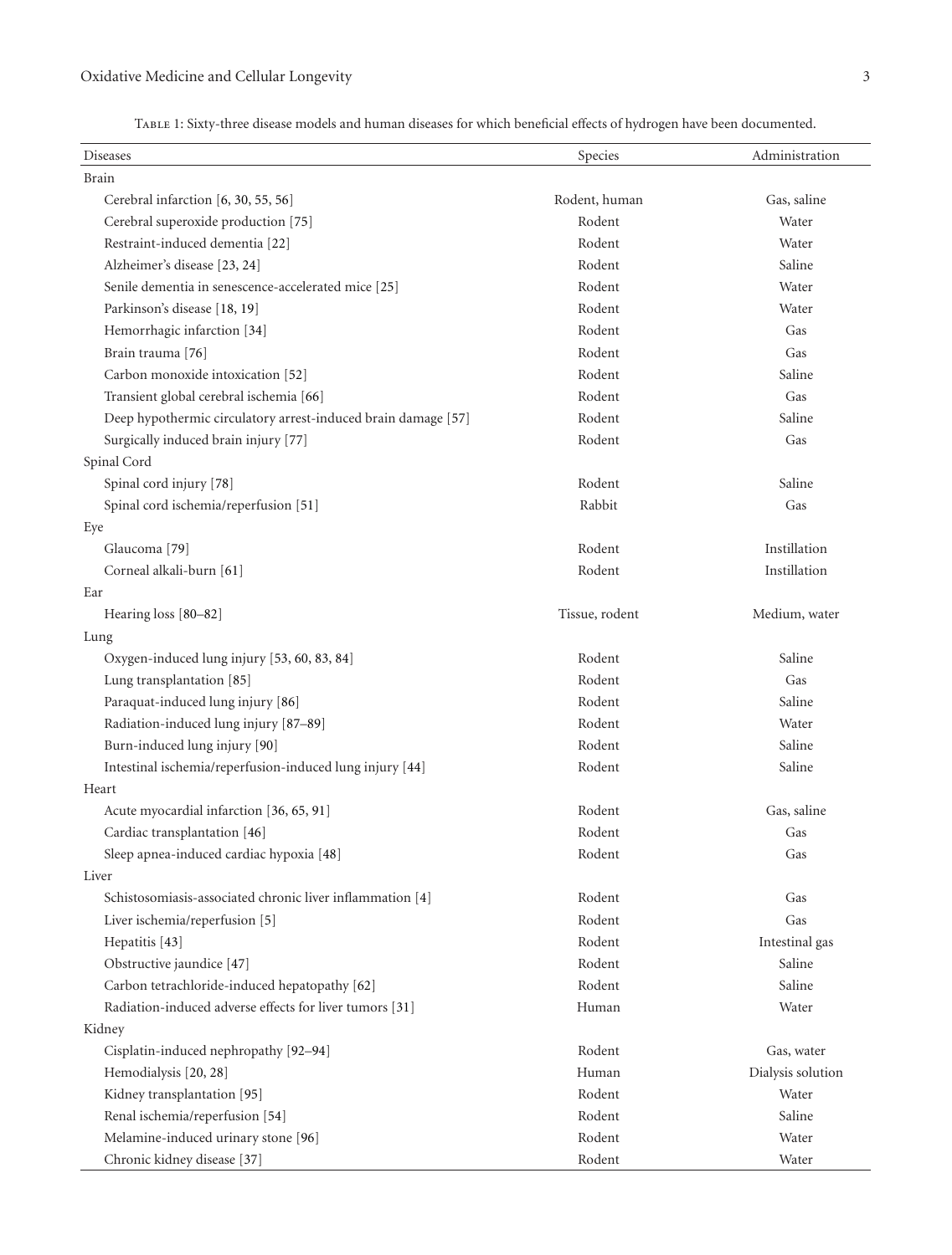Table 1: Sixty-three disease models and human diseases for which beneficial effects of hydrogen have been documented.

| Diseases | Species | Administration |
|---|---|---|
| **Brain** | | |
| Cerebral infarction [6, 30, 55, 56] | Rodent, human | Gas, saline |
| Cerebral superoxide production [75] | Rodent | Water |
| Restraint-induced dementia [22] | Rodent | Water |
| Alzheimer's disease [23, 24] | Rodent | Saline |
| Senile dementia in senescence-accelerated mice [25] | Rodent | Water |
| Parkinson's disease [18, 19] | Rodent | Water |
| Hemorrhagic infarction [34] | Rodent | Gas |
| Brain trauma [76] | Rodent | Gas |
| Carbon monoxide intoxication [52] | Rodent | Saline |
| Transient global cerebral ischemia [66] | Rodent | Gas |
| Deep hypothermic circulatory arrest-induced brain damage [57] | Rodent | Saline |
| Surgically induced brain injury [77] | Rodent | Gas |
| **Spinal Cord** | | |
| Spinal cord injury [78] | Rodent | Saline |
| Spinal cord ischemia/reperfusion [51] | Rabbit | Gas |
| **Eye** | | |
| Glaucoma [79] | Rodent | Instillation |
| Corneal alkali-burn [61] | Rodent | Instillation |
| **Ear** | | |
| Hearing loss [80–82] | Tissue, rodent | Medium, water |
| **Lung** | | |
| Oxygen-induced lung injury [53, 60, 83, 84] | Rodent | Saline |
| Lung transplantation [85] | Rodent | Gas |
| Paraquat-induced lung injury [86] | Rodent | Saline |
| Radiation-induced lung injury [87–89] | Rodent | Water |
| Burn-induced lung injury [90] | Rodent | Saline |
| Intestinal ischemia/reperfusion-induced lung injury [44] | Rodent | Saline |
| **Heart** | | |
| Acute myocardial infarction [36, 65, 91] | Rodent | Gas, saline |
| Cardiac transplantation [46] | Rodent | Gas |
| Sleep apnea-induced cardiac hypoxia [48] | Rodent | Gas |
| **Liver** | | |
| Schistosomiasis-associated chronic liver inflammation [4] | Rodent | Gas |
| Liver ischemia/reperfusion [5] | Rodent | Gas |
| Hepatitis [43] | Rodent | Intestinal gas |
| Obstructive jaundice [47] | Rodent | Saline |
| Carbon tetrachloride-induced hepatopathy [62] | Rodent | Saline |
| Radiation-induced adverse effects for liver tumors [31] | Human | Water |
| **Kidney** | | |
| Cisplatin-induced nephropathy [92–94] | Rodent | Gas, water |
| Hemodialysis [20, 28] | Human | Dialysis solution |
| Kidney transplantation [95] | Rodent | Water |
| Renal ischemia/reperfusion [54] | Rodent | Saline |
| Melamine-induced urinary stone [96] | Rodent | Water |
| Chronic kidney disease [37] | Rodent | Water |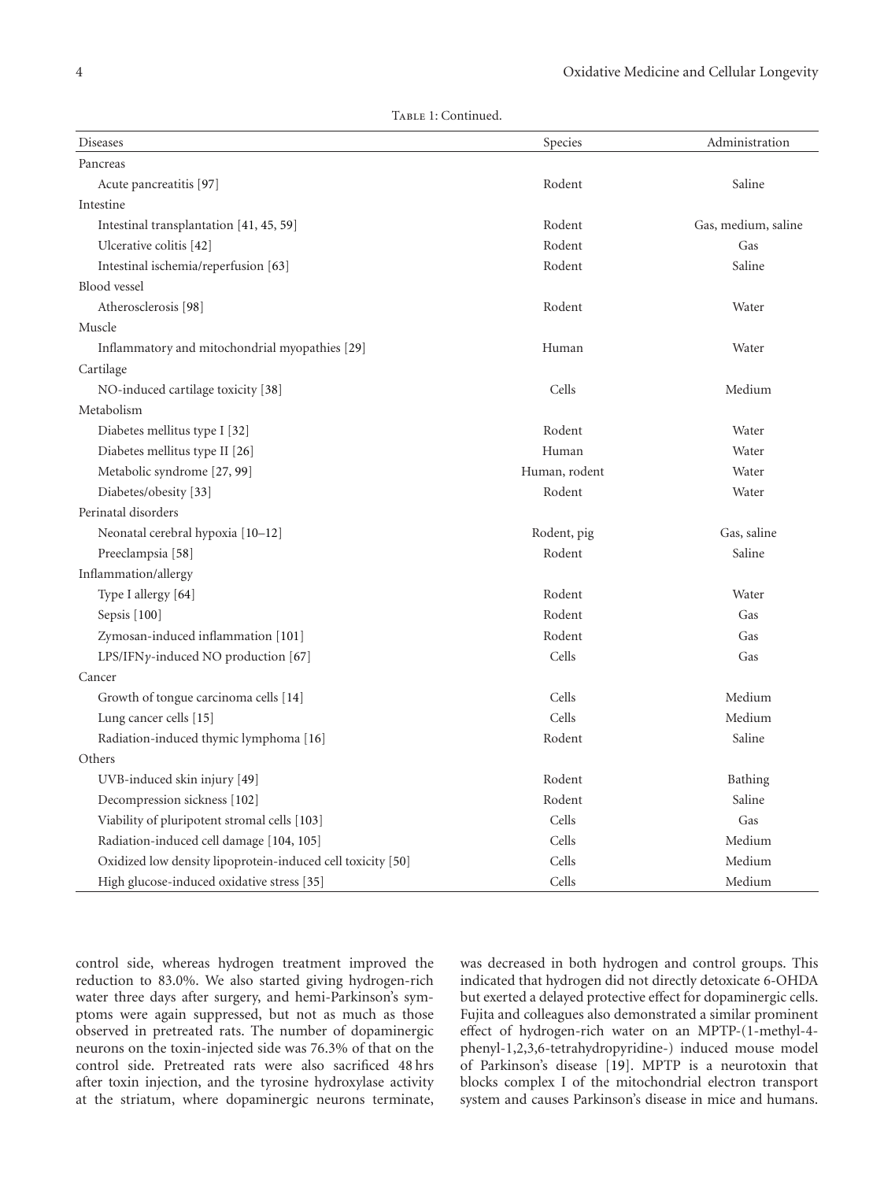Table 1: Continued.

| Diseases | Species | Administration |
|---|---|---|
| Pancreas | | |
| Acute pancreatitis [97] | Rodent | Saline |
| Intestine | | |
| Intestinal transplantation [41, 45, 59] | Rodent | Gas, medium, saline |
| Ulcerative colitis [42] | Rodent | Gas |
| Intestinal ischemia/reperfusion [63] | Rodent | Saline |
| Blood vessel | | |
| Atherosclerosis [98] | Rodent | Water |
| Muscle | | |
| Inflammatory and mitochondrial myopathies [29] | Human | Water |
| Cartilage | | |
| NO-induced cartilage toxicity [38] | Cells | Medium |
| Metabolism | | |
| Diabetes mellitus type I [32] | Rodent | Water |
| Diabetes mellitus type II [26] | Human | Water |
| Metabolic syndrome [27, 99] | Human, rodent | Water |
| Diabetes/obesity [33] | Rodent | Water |
| Perinatal disorders | | |
| Neonatal cerebral hypoxia [10–12] | Rodent, pig | Gas, saline |
| Preeclampsia [58] | Rodent | Saline |
| Inflammation/allergy | | |
| Type I allergy [64] | Rodent | Water |
| Sepsis [100] | Rodent | Gas |
| Zymosan-induced inflammation [101] | Rodent | Gas |
| LPS/IFN$\gamma$-induced NO production [67] | Cells | Gas |
| Cancer | | |
| Growth of tongue carcinoma cells [14] | Cells | Medium |
| Lung cancer cells [15] | Cells | Medium |
| Radiation-induced thymic lymphoma [16] | Rodent | Saline |
| Others | | |
| UVB-induced skin injury [49] | Rodent | Bathing |
| Decompression sickness [102] | Rodent | Saline |
| Viability of pluripotent stromal cells [103] | Cells | Gas |
| Radiation-induced cell damage [104, 105] | Cells | Medium |
| Oxidized low density lipoprotein-induced cell toxicity [50] | Cells | Medium |
| High glucose-induced oxidative stress [35] | Cells | Medium |

control side, whereas hydrogen treatment improved the reduction to 83.0%. We also started giving hydrogen-rich water three days after surgery, and hemi-Parkinson's symptoms were again suppressed, but not as much as those observed in pretreated rats. The number of dopaminergic neurons on the toxin-injected side was 76.3% of that on the control side. Pretreated rats were also sacrificed 48 hrs after toxin injection, and the tyrosine hydroxylase activity at the striatum, where dopaminergic neurons terminate, was decreased in both hydrogen and control groups. This indicated that hydrogen did not directly detoxicate 6-OHDA but exerted a delayed protective effect for dopaminergic cells. Fujita and colleagues also demonstrated a similar prominent effect of hydrogen-rich water on an MPTP-(1-methyl-4-phenyl-1,2,3,6-tetrahydropyridine-) induced mouse model of Parkinson's disease [19]. MPTP is a neurotoxin that blocks complex I of the mitochondrial electron transport system and causes Parkinson's disease in mice and humans.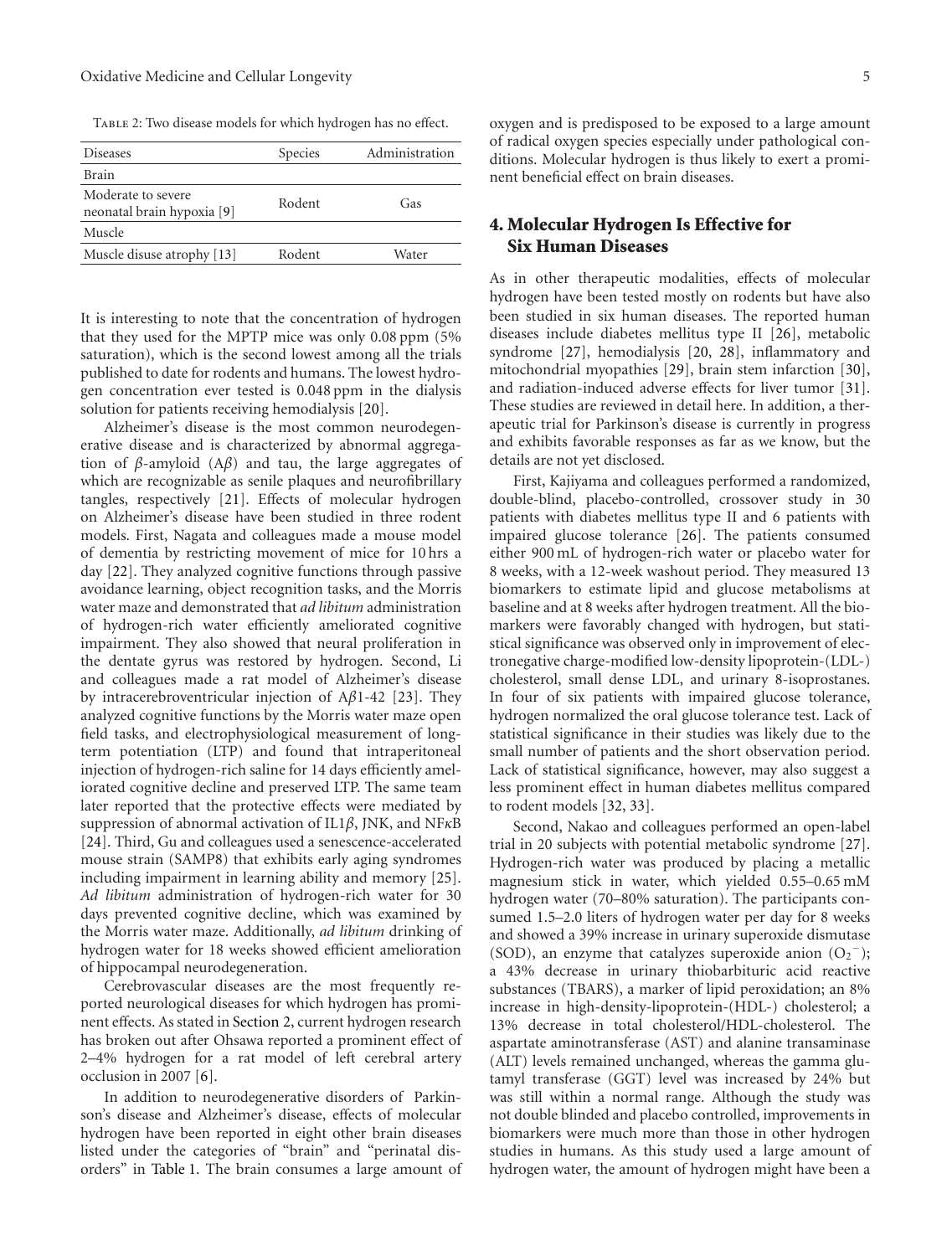Table 2: Two disease models for which hydrogen has no effect.

| Diseases | Species | Administration |
|---|---|---|
| Brain | | |
| Moderate to severe neonatal brain hypoxia [9] | Rodent | Gas |
| Muscle | | |
| Muscle disuse atrophy [13] | Rodent | Water |

It is interesting to note that the concentration of hydrogen that they used for the MPTP mice was only 0.08 ppm (5% saturation), which is the second lowest among all the trials published to date for rodents and humans. The lowest hydrogen concentration ever tested is 0.048 ppm in the dialysis solution for patients receiving hemodialysis [20].

Alzheimer's disease is the most common neurodegenerative disease and is characterized by abnormal aggregation of $\beta$-amyloid (A$\beta$) and tau, the large aggregates of which are recognizable as senile plaques and neurofibrillary tangles, respectively [21]. Effects of molecular hydrogen on Alzheimer's disease have been studied in three rodent models. First, Nagata and colleagues made a mouse model of dementia by restricting movement of mice for 10 hrs a day [22]. They analyzed cognitive functions through passive avoidance learning, object recognition tasks, and the Morris water maze and demonstrated that *ad libitum* administration of hydrogen-rich water efficiently ameliorated cognitive impairment. They also showed that neural proliferation in the dentate gyrus was restored by hydrogen. Second, Li and colleagues made a rat model of Alzheimer's disease by intracerebroventricular injection of A$\beta$1-42 [23]. They analyzed cognitive functions by the Morris water maze open field tasks, and electrophysiological measurement of long-term potentiation (LTP) and found that intraperitoneal injection of hydrogen-rich saline for 14 days efficiently ameliorated cognitive decline and preserved LTP. The same team later reported that the protective effects were mediated by suppression of abnormal activation of IL1$\beta$, JNK, and NF$\kappa$B [24]. Third, Gu and colleagues used a senescence-accelerated mouse strain (SAMP8) that exhibits early aging syndromes including impairment in learning ability and memory [25]. *Ad libitum* administration of hydrogen-rich water for 30 days prevented cognitive decline, which was examined by the Morris water maze. Additionally, *ad libitum* drinking of hydrogen water for 18 weeks showed efficient amelioration of hippocampal neurodegeneration.

Cerebrovascular diseases are the most frequently reported neurological diseases for which hydrogen has prominent effects. As stated in Section 2, current hydrogen research has broken out after Ohsawa reported a prominent effect of 2–4% hydrogen for a rat model of left cerebral artery occlusion in 2007 [6].

In addition to neurodegenerative disorders of Parkinson's disease and Alzheimer's disease, effects of molecular hydrogen have been reported in eight other brain diseases listed under the categories of "brain" and "perinatal disorders" in Table 1. The brain consumes a large amount of oxygen and is predisposed to be exposed to a large amount of radical oxygen species especially under pathological conditions. Molecular hydrogen is thus likely to exert a prominent beneficial effect on brain diseases.

## 4. Molecular Hydrogen Is Effective for Six Human Diseases

As in other therapeutic modalities, effects of molecular hydrogen have been tested mostly on rodents but have also been studied in six human diseases. The reported human diseases include diabetes mellitus type II [26], metabolic syndrome [27], hemodialysis [20, 28], inflammatory and mitochondrial myopathies [29], brain stem infarction [30], and radiation-induced adverse effects for liver tumor [31]. These studies are reviewed in detail here. In addition, a therapeutic trial for Parkinson's disease is currently in progress and exhibits favorable responses as far as we know, but the details are not yet disclosed.

First, Kajiyama and colleagues performed a randomized, double-blind, placebo-controlled, crossover study in 30 patients with diabetes mellitus type II and 6 patients with impaired glucose tolerance [26]. The patients consumed either 900 mL of hydrogen-rich water or placebo water for 8 weeks, with a 12-week washout period. They measured 13 biomarkers to estimate lipid and glucose metabolisms at baseline and at 8 weeks after hydrogen treatment. All the biomarkers were favorably changed with hydrogen, but statistical significance was observed only in improvement of electronegative charge-modified low-density lipoprotein-(LDL-) cholesterol, small dense LDL, and urinary 8-isoprostanes. In four of six patients with impaired glucose tolerance, hydrogen normalized the oral glucose tolerance test. Lack of statistical significance in their studies was likely due to the small number of patients and the short observation period. Lack of statistical significance, however, may also suggest a less prominent effect in human diabetes mellitus compared to rodent models [32, 33].

Second, Nakao and colleagues performed an open-label trial in 20 subjects with potential metabolic syndrome [27]. Hydrogen-rich water was produced by placing a metallic magnesium stick in water, which yielded 0.55–0.65 mM hydrogen water (70–80% saturation). The participants consumed 1.5–2.0 liters of hydrogen water per day for 8 weeks and showed a 39% increase in urinary superoxide dismutase (SOD), an enzyme that catalyzes superoxide anion ($O_2^-$); a 43% decrease in urinary thiobarbituric acid reactive substances (TBARS), a marker of lipid peroxidation; an 8% increase in high-density-lipoprotein-(HDL-) cholesterol; a 13% decrease in total cholesterol/HDL-cholesterol. The aspartate aminotransferase (AST) and alanine transaminase (ALT) levels remained unchanged, whereas the gamma glutamyl transferase (GGT) level was increased by 24% but was still within a normal range. Although the study was not double blinded and placebo controlled, improvements in biomarkers were much more than those in other hydrogen studies in humans. As this study used a large amount of hydrogen water, the amount of hydrogen might have been a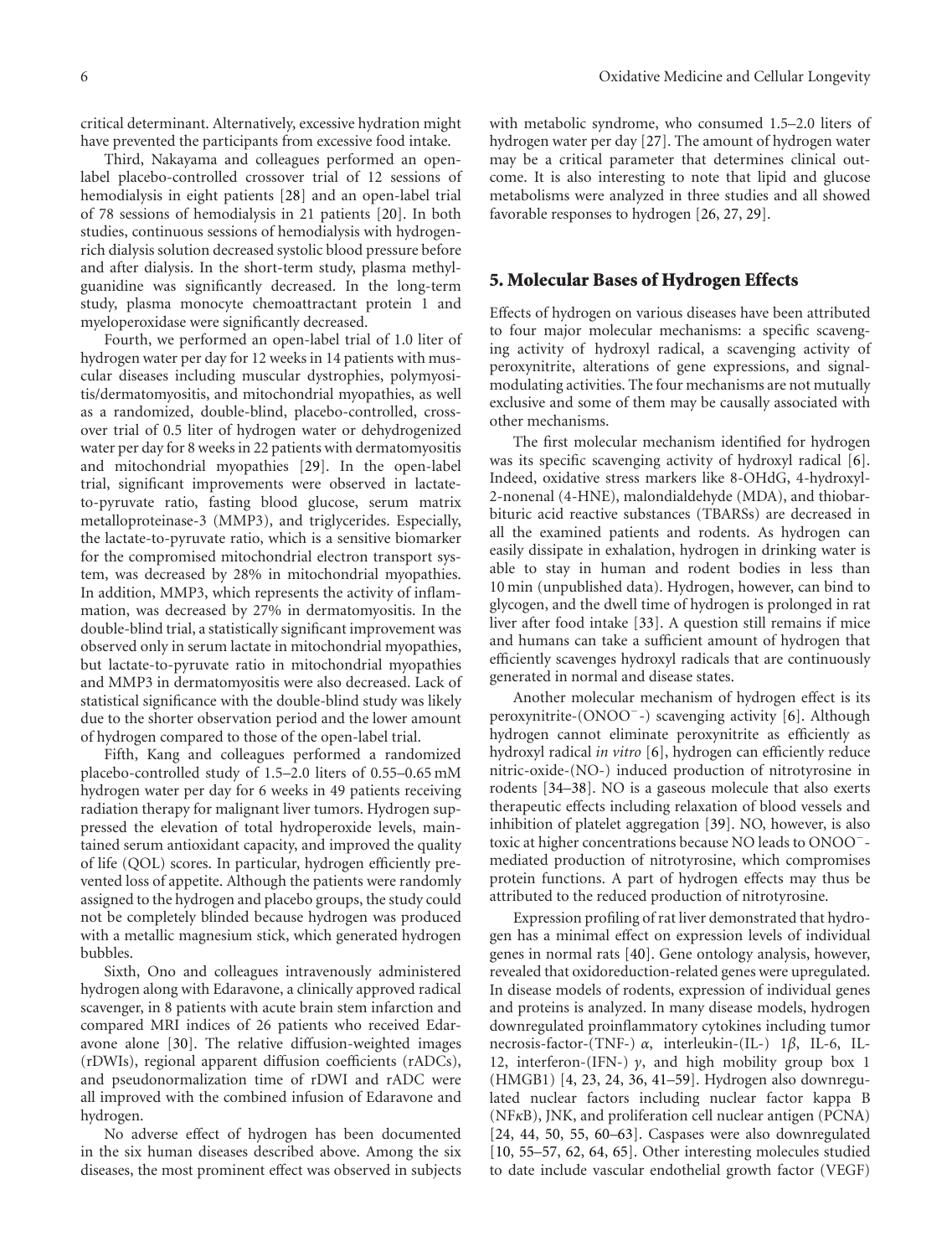critical determinant. Alternatively, excessive hydration might have prevented the participants from excessive food intake.

Third, Nakayama and colleagues performed an open-label placebo-controlled crossover trial of 12 sessions of hemodialysis in eight patients [28] and an open-label trial of 78 sessions of hemodialysis in 21 patients [20]. In both studies, continuous sessions of hemodialysis with hydrogen-rich dialysis solution decreased systolic blood pressure before and after dialysis. In the short-term study, plasma methylguanidine was significantly decreased. In the long-term study, plasma monocyte chemoattractant protein 1 and myeloperoxidase were significantly decreased.

Fourth, we performed an open-label trial of 1.0 liter of hydrogen water per day for 12 weeks in 14 patients with muscular diseases including muscular dystrophies, polymyositis/dermatomyositis, and mitochondrial myopathies, as well as a randomized, double-blind, placebo-controlled, crossover trial of 0.5 liter of hydrogen water or dehydrogenized water per day for 8 weeks in 22 patients with dermatomyositis and mitochondrial myopathies [29]. In the open-label trial, significant improvements were observed in lactate-to-pyruvate ratio, fasting blood glucose, serum matrix metalloproteinase-3 (MMP3), and triglycerides. Especially, the lactate-to-pyruvate ratio, which is a sensitive biomarker for the compromised mitochondrial electron transport system, was decreased by 28% in mitochondrial myopathies. In addition, MMP3, which represents the activity of inflammation, was decreased by 27% in dermatomyositis. In the double-blind trial, a statistically significant improvement was observed only in serum lactate in mitochondrial myopathies, but lactate-to-pyruvate ratio in mitochondrial myopathies and MMP3 in dermatomyositis were also decreased. Lack of statistical significance with the double-blind study was likely due to the shorter observation period and the lower amount of hydrogen compared to those of the open-label trial.

Fifth, Kang and colleagues performed a randomized placebo-controlled study of 1.5–2.0 liters of 0.55–0.65 mM hydrogen water per day for 6 weeks in 49 patients receiving radiation therapy for malignant liver tumors. Hydrogen suppressed the elevation of total hydroperoxide levels, maintained serum antioxidant capacity, and improved the quality of life (QOL) scores. In particular, hydrogen efficiently prevented loss of appetite. Although the patients were randomly assigned to the hydrogen and placebo groups, the study could not be completely blinded because hydrogen was produced with a metallic magnesium stick, which generated hydrogen bubbles.

Sixth, Ono and colleagues intravenously administered hydrogen along with Edaravone, a clinically approved radical scavenger, in 8 patients with acute brain stem infarction and compared MRI indices of 26 patients who received Edaravone alone [30]. The relative diffusion-weighted images (rDWIs), regional apparent diffusion coefficients (rADCs), and pseudonormalization time of rDWI and rADC were all improved with the combined infusion of Edaravone and hydrogen.

No adverse effect of hydrogen has been documented in the six human diseases described above. Among the six diseases, the most prominent effect was observed in subjects with metabolic syndrome, who consumed 1.5–2.0 liters of hydrogen water per day [27]. The amount of hydrogen water may be a critical parameter that determines clinical outcome. It is also interesting to note that lipid and glucose metabolisms were analyzed in three studies and all showed favorable responses to hydrogen [26, 27, 29].

## 5. Molecular Bases of Hydrogen Effects

Effects of hydrogen on various diseases have been attributed to four major molecular mechanisms: a specific scavenging activity of hydroxyl radical, a scavenging activity of peroxynitrite, alterations of gene expressions, and signal-modulating activities. The four mechanisms are not mutually exclusive and some of them may be causally associated with other mechanisms.

The first molecular mechanism identified for hydrogen was its specific scavenging activity of hydroxyl radical [6]. Indeed, oxidative stress markers like 8-OHdG, 4-hydroxyl-2-nonenal (4-HNE), malondialdehyde (MDA), and thiobarbituric acid reactive substances (TBARSs) are decreased in all the examined patients and rodents. As hydrogen can easily dissipate in exhalation, hydrogen in drinking water is able to stay in human and rodent bodies in less than 10 min (unpublished data). Hydrogen, however, can bind to glycogen, and the dwell time of hydrogen is prolonged in rat liver after food intake [33]. A question still remains if mice and humans can take a sufficient amount of hydrogen that efficiently scavenges hydroxyl radicals that are continuously generated in normal and disease states.

Another molecular mechanism of hydrogen effect is its peroxynitrite-($ONOO^-$-) scavenging activity [6]. Although hydrogen cannot eliminate peroxynitrite as efficiently as hydroxyl radical *in vitro* [6], hydrogen can efficiently reduce nitric-oxide-(NO-) induced production of nitrotyrosine in rodents [34–38]. NO is a gaseous molecule that also exerts therapeutic effects including relaxation of blood vessels and inhibition of platelet aggregation [39]. NO, however, is also toxic at higher concentrations because NO leads to $ONOO^-$-mediated production of nitrotyrosine, which compromises protein functions. A part of hydrogen effects may thus be attributed to the reduced production of nitrotyrosine.

Expression profiling of rat liver demonstrated that hydrogen has a minimal effect on expression levels of individual genes in normal rats [40]. Gene ontology analysis, however, revealed that oxidoreduction-related genes were upregulated. In disease models of rodents, expression of individual genes and proteins is analyzed. In many disease models, hydrogen downregulated proinflammatory cytokines including tumor necrosis-factor-(TNF-) $\alpha$, interleukin-(IL-) $1\beta$, IL-6, IL-12, interferon-(IFN-) $\gamma$, and high mobility group box 1 (HMGB1) [4, 23, 24, 36, 41–59]. Hydrogen also downregulated nuclear factors including nuclear factor kappa B (NF$\kappa$B), JNK, and proliferation cell nuclear antigen (PCNA) [24, 44, 50, 55, 60–63]. Caspases were also downregulated [10, 55–57, 62, 64, 65]. Other interesting molecules studied to date include vascular endothelial growth factor (VEGF)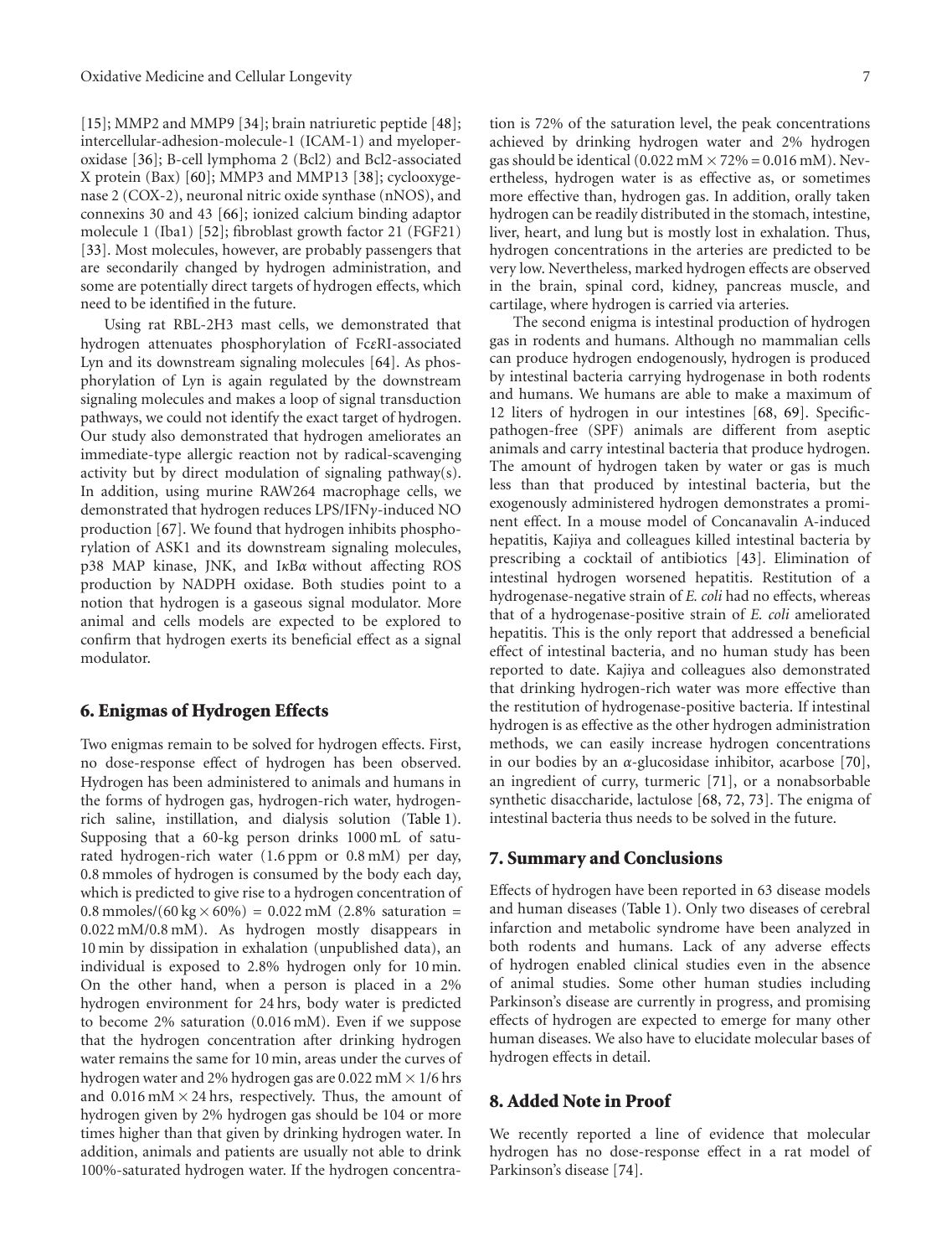[15]; MMP2 and MMP9 [34]; brain natriuretic peptide [48]; intercellular-adhesion-molecule-1 (ICAM-1) and myeloperoxidase [36]; B-cell lymphoma 2 (Bcl2) and Bcl2-associated X protein (Bax) [60]; MMP3 and MMP13 [38]; cyclooxygenase 2 (COX-2), neuronal nitric oxide synthase (nNOS), and connexins 30 and 43 [66]; ionized calcium binding adaptor molecule 1 (Iba1) [52]; fibroblast growth factor 21 (FGF21) [33]. Most molecules, however, are probably passengers that are secondarily changed by hydrogen administration, and some are potentially direct targets of hydrogen effects, which need to be identified in the future.

Using rat RBL-2H3 mast cells, we demonstrated that hydrogen attenuates phosphorylation of Fc$\epsilon$RI-associated Lyn and its downstream signaling molecules [64]. As phosphorylation of Lyn is again regulated by the downstream signaling molecules and makes a loop of signal transduction pathways, we could not identify the exact target of hydrogen. Our study also demonstrated that hydrogen ameliorates an immediate-type allergic reaction not by radical-scavenging activity but by direct modulation of signaling pathway(s). In addition, using murine RAW264 macrophage cells, we demonstrated that hydrogen reduces LPS/IFN$\gamma$-induced NO production [67]. We found that hydrogen inhibits phosphorylation of ASK1 and its downstream signaling molecules, p38 MAP kinase, JNK, and I$\kappa$B$\alpha$ without affecting ROS production by NADPH oxidase. Both studies point to a notion that hydrogen is a gaseous signal modulator. More animal and cells models are expected to be explored to confirm that hydrogen exerts its beneficial effect as a signal modulator.

## 6. Enigmas of Hydrogen Effects

Two enigmas remain to be solved for hydrogen effects. First, no dose-response effect of hydrogen has been observed. Hydrogen has been administered to animals and humans in the forms of hydrogen gas, hydrogen-rich water, hydrogen-rich saline, instillation, and dialysis solution (Table 1). Supposing that a 60-kg person drinks 1000 mL of saturated hydrogen-rich water (1.6 ppm or 0.8 mM) per day, 0.8 mmoles of hydrogen is consumed by the body each day, which is predicted to give rise to a hydrogen concentration of $0.8\ \text{mmoles}/(60\ \text{kg} \times 60\%) = 0.022\ \text{mM}$ (2.8% saturation = 0.022 mM/0.8 mM). As hydrogen mostly disappears in 10 min by dissipation in exhalation (unpublished data), an individual is exposed to 2.8% hydrogen only for 10 min. On the other hand, when a person is placed in a 2% hydrogen environment for 24 hrs, body water is predicted to become 2% saturation (0.016 mM). Even if we suppose that the hydrogen concentration after drinking hydrogen water remains the same for 10 min, areas under the curves of hydrogen water and 2% hydrogen gas are $0.022\ \text{mM} \times 1/6$ hrs and $0.016\ \text{mM} \times 24$ hrs, respectively. Thus, the amount of hydrogen given by 2% hydrogen gas should be 104 or more times higher than that given by drinking hydrogen water. In addition, animals and patients are usually not able to drink 100%-saturated hydrogen water. If the hydrogen concentration is 72% of the saturation level, the peak concentrations achieved by drinking hydrogen water and 2% hydrogen gas should be identical ($0.022\ \text{mM} \times 72\% = 0.016\ \text{mM}$). Nevertheless, hydrogen water is as effective as, or sometimes more effective than, hydrogen gas. In addition, orally taken hydrogen can be readily distributed in the stomach, intestine, liver, heart, and lung but is mostly lost in exhalation. Thus, hydrogen concentrations in the arteries are predicted to be very low. Nevertheless, marked hydrogen effects are observed in the brain, spinal cord, kidney, pancreas muscle, and cartilage, where hydrogen is carried via arteries.

The second enigma is intestinal production of hydrogen gas in rodents and humans. Although no mammalian cells can produce hydrogen endogenously, hydrogen is produced by intestinal bacteria carrying hydrogenase in both rodents and humans. We humans are able to make a maximum of 12 liters of hydrogen in our intestines [68, 69]. Specific-pathogen-free (SPF) animals are different from aseptic animals and carry intestinal bacteria that produce hydrogen. The amount of hydrogen taken by water or gas is much less than that produced by intestinal bacteria, but the exogenously administered hydrogen demonstrates a prominent effect. In a mouse model of Concanavalin A-induced hepatitis, Kajiya and colleagues killed intestinal bacteria by prescribing a cocktail of antibiotics [43]. Elimination of intestinal hydrogen worsened hepatitis. Restitution of a hydrogenase-negative strain of *E. coli* had no effects, whereas that of a hydrogenase-positive strain of *E. coli* ameliorated hepatitis. This is the only report that addressed a beneficial effect of intestinal bacteria, and no human study has been reported to date. Kajiya and colleagues also demonstrated that drinking hydrogen-rich water was more effective than the restitution of hydrogenase-positive bacteria. If intestinal hydrogen is as effective as the other hydrogen administration methods, we can easily increase hydrogen concentrations in our bodies by an $\alpha$-glucosidase inhibitor, acarbose [70], an ingredient of curry, turmeric [71], or a nonabsorbable synthetic disaccharide, lactulose [68, 72, 73]. The enigma of intestinal bacteria thus needs to be solved in the future.

## 7. Summary and Conclusions

Effects of hydrogen have been reported in 63 disease models and human diseases (Table 1). Only two diseases of cerebral infarction and metabolic syndrome have been analyzed in both rodents and humans. Lack of any adverse effects of hydrogen enabled clinical studies even in the absence of animal studies. Some other human studies including Parkinson's disease are currently in progress, and promising effects of hydrogen are expected to emerge for many other human diseases. We also have to elucidate molecular bases of hydrogen effects in detail.

## 8. Added Note in Proof

We recently reported a line of evidence that molecular hydrogen has no dose-response effect in a rat model of Parkinson's disease [74].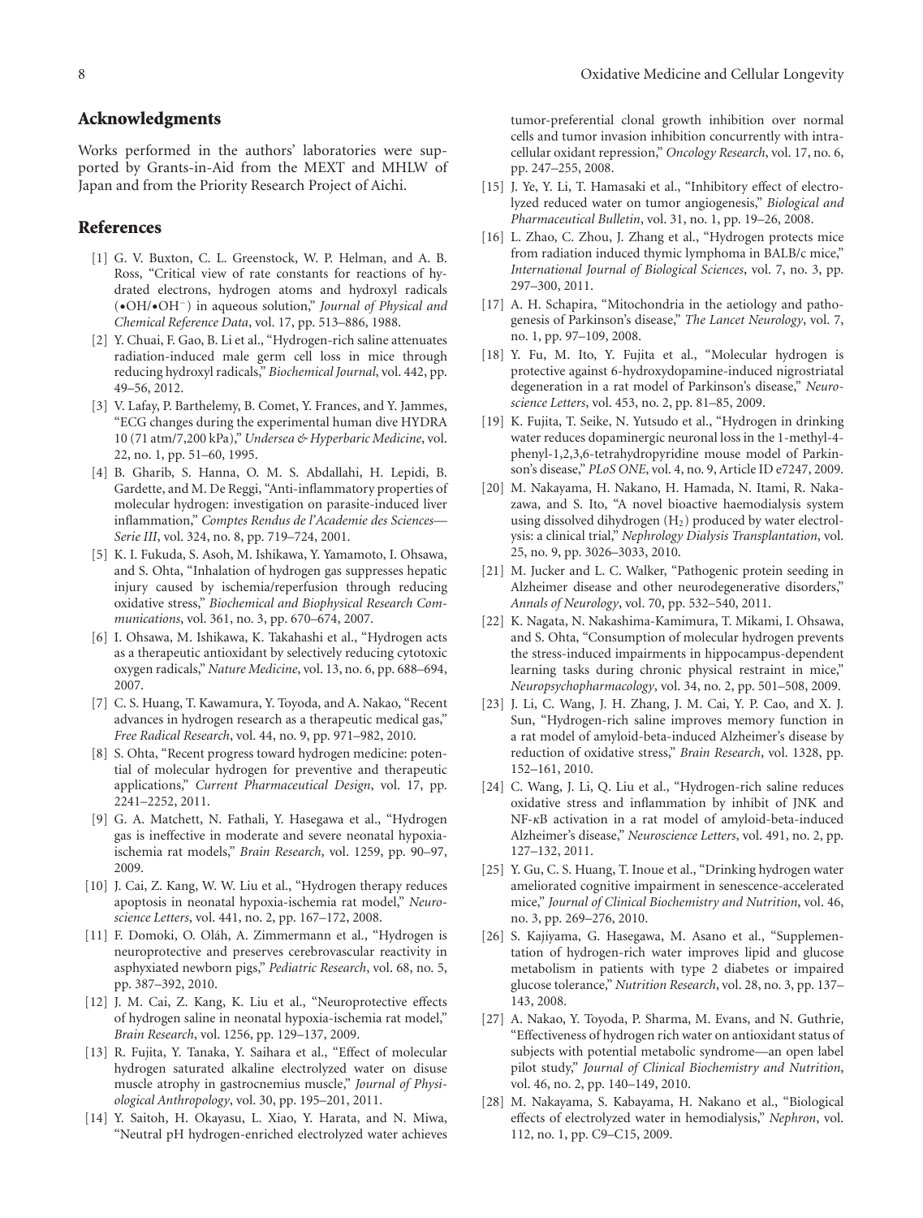## Acknowledgments

Works performed in the authors' laboratories were supported by Grants-in-Aid from the MEXT and MHLW of Japan and from the Priority Research Project of Aichi.

## References

[1] G. V. Buxton, C. L. Greenstock, W. P. Helman, and A. B. Ross, "Critical view of rate constants for reactions of hydrated electrons, hydrogen atoms and hydroxyl radicals (•OH/•$OH^-$) in aqueous solution," *Journal of Physical and Chemical Reference Data*, vol. 17, pp. 513–886, 1988.

[2] Y. Chuai, F. Gao, B. Li et al., "Hydrogen-rich saline attenuates radiation-induced male germ cell loss in mice through reducing hydroxyl radicals," *Biochemical Journal*, vol. 442, pp. 49–56, 2012.

[3] V. Lafay, P. Barthelemy, B. Comet, Y. Frances, and Y. Jammes, "ECG changes during the experimental human dive HYDRA 10 (71 atm/7,200 kPa)," *Undersea & Hyperbaric Medicine*, vol. 22, no. 1, pp. 51–60, 1995.

[4] B. Gharib, S. Hanna, O. M. S. Abdallahi, H. Lepidi, B. Gardette, and M. De Reggi, "Anti-inflammatory properties of molecular hydrogen: investigation on parasite-induced liver inflammation," *Comptes Rendus de l'Academie des Sciences—Serie III*, vol. 324, no. 8, pp. 719–724, 2001.

[5] K. I. Fukuda, S. Asoh, M. Ishikawa, Y. Yamamoto, I. Ohsawa, and S. Ohta, "Inhalation of hydrogen gas suppresses hepatic injury caused by ischemia/reperfusion through reducing oxidative stress," *Biochemical and Biophysical Research Communications*, vol. 361, no. 3, pp. 670–674, 2007.

[6] I. Ohsawa, M. Ishikawa, K. Takahashi et al., "Hydrogen acts as a therapeutic antioxidant by selectively reducing cytotoxic oxygen radicals," *Nature Medicine*, vol. 13, no. 6, pp. 688–694, 2007.

[7] C. S. Huang, T. Kawamura, Y. Toyoda, and A. Nakao, "Recent advances in hydrogen research as a therapeutic medical gas," *Free Radical Research*, vol. 44, no. 9, pp. 971–982, 2010.

[8] S. Ohta, "Recent progress toward hydrogen medicine: potential of molecular hydrogen for preventive and therapeutic applications," *Current Pharmaceutical Design*, vol. 17, pp. 2241–2252, 2011.

[9] G. A. Matchett, N. Fathali, Y. Hasegawa et al., "Hydrogen gas is ineffective in moderate and severe neonatal hypoxia-ischemia rat models," *Brain Research*, vol. 1259, pp. 90–97, 2009.

[10] J. Cai, Z. Kang, W. W. Liu et al., "Hydrogen therapy reduces apoptosis in neonatal hypoxia-ischemia rat model," *Neuroscience Letters*, vol. 441, no. 2, pp. 167–172, 2008.

[11] F. Domoki, O. Oláh, A. Zimmermann et al., "Hydrogen is neuroprotective and preserves cerebrovascular reactivity in asphyxiated newborn pigs," *Pediatric Research*, vol. 68, no. 5, pp. 387–392, 2010.

[12] J. M. Cai, Z. Kang, K. Liu et al., "Neuroprotective effects of hydrogen saline in neonatal hypoxia-ischemia rat model," *Brain Research*, vol. 1256, pp. 129–137, 2009.

[13] R. Fujita, Y. Tanaka, Y. Saihara et al., "Effect of molecular hydrogen saturated alkaline electrolyzed water on disuse muscle atrophy in gastrocnemius muscle," *Journal of Physiological Anthropology*, vol. 30, pp. 195–201, 2011.

[14] Y. Saitoh, H. Okayasu, L. Xiao, Y. Harata, and N. Miwa, "Neutral pH hydrogen-enriched electrolyzed water achieves tumor-preferential clonal growth inhibition over normal cells and tumor invasion inhibition concurrently with intracellular oxidant repression," *Oncology Research*, vol. 17, no. 6, pp. 247–255, 2008.

[15] J. Ye, Y. Li, T. Hamasaki et al., "Inhibitory effect of electrolyzed reduced water on tumor angiogenesis," *Biological and Pharmaceutical Bulletin*, vol. 31, no. 1, pp. 19–26, 2008.

[16] L. Zhao, C. Zhou, J. Zhang et al., "Hydrogen protects mice from radiation induced thymic lymphoma in BALB/c mice," *International Journal of Biological Sciences*, vol. 7, no. 3, pp. 297–300, 2011.

[17] A. H. Schapira, "Mitochondria in the aetiology and pathogenesis of Parkinson's disease," *The Lancet Neurology*, vol. 7, no. 1, pp. 97–109, 2008.

[18] Y. Fu, M. Ito, Y. Fujita et al., "Molecular hydrogen is protective against 6-hydroxydopamine-induced nigrostriatal degeneration in a rat model of Parkinson's disease," *Neuroscience Letters*, vol. 453, no. 2, pp. 81–85, 2009.

[19] K. Fujita, T. Seike, N. Yutsudo et al., "Hydrogen in drinking water reduces dopaminergic neuronal loss in the 1-methyl-4-phenyl-1,2,3,6-tetrahydropyridine mouse model of Parkinson's disease," *PLoS ONE*, vol. 4, no. 9, Article ID e7247, 2009.

[20] M. Nakayama, H. Nakano, H. Hamada, N. Itami, R. Nakazawa, and S. Ito, "A novel bioactive haemodialysis system using dissolved dihydrogen ($H_2$) produced by water electrolysis: a clinical trial," *Nephrology Dialysis Transplantation*, vol. 25, no. 9, pp. 3026–3033, 2010.

[21] M. Jucker and L. C. Walker, "Pathogenic protein seeding in Alzheimer disease and other neurodegenerative disorders," *Annals of Neurology*, vol. 70, pp. 532–540, 2011.

[22] K. Nagata, N. Nakashima-Kamimura, T. Mikami, I. Ohsawa, and S. Ohta, "Consumption of molecular hydrogen prevents the stress-induced impairments in hippocampus-dependent learning tasks during chronic physical restraint in mice," *Neuropsychopharmacology*, vol. 34, no. 2, pp. 501–508, 2009.

[23] J. Li, C. Wang, J. H. Zhang, J. M. Cai, Y. P. Cao, and X. J. Sun, "Hydrogen-rich saline improves memory function in a rat model of amyloid-beta-induced Alzheimer's disease by reduction of oxidative stress," *Brain Research*, vol. 1328, pp. 152–161, 2010.

[24] C. Wang, J. Li, Q. Liu et al., "Hydrogen-rich saline reduces oxidative stress and inflammation by inhibit of JNK and NF-$\kappa$B activation in a rat model of amyloid-beta-induced Alzheimer's disease," *Neuroscience Letters*, vol. 491, no. 2, pp. 127–132, 2011.

[25] Y. Gu, C. S. Huang, T. Inoue et al., "Drinking hydrogen water ameliorated cognitive impairment in senescence-accelerated mice," *Journal of Clinical Biochemistry and Nutrition*, vol. 46, no. 3, pp. 269–276, 2010.

[26] S. Kajiyama, G. Hasegawa, M. Asano et al., "Supplementation of hydrogen-rich water improves lipid and glucose metabolism in patients with type 2 diabetes or impaired glucose tolerance," *Nutrition Research*, vol. 28, no. 3, pp. 137–143, 2008.

[27] A. Nakao, Y. Toyoda, P. Sharma, M. Evans, and N. Guthrie, "Effectiveness of hydrogen rich water on antioxidant status of subjects with potential metabolic syndrome—an open label pilot study," *Journal of Clinical Biochemistry and Nutrition*, vol. 46, no. 2, pp. 140–149, 2010.

[28] M. Nakayama, S. Kabayama, H. Nakano et al., "Biological effects of electrolyzed water in hemodialysis," *Nephron*, vol. 112, no. 1, pp. C9–C15, 2009.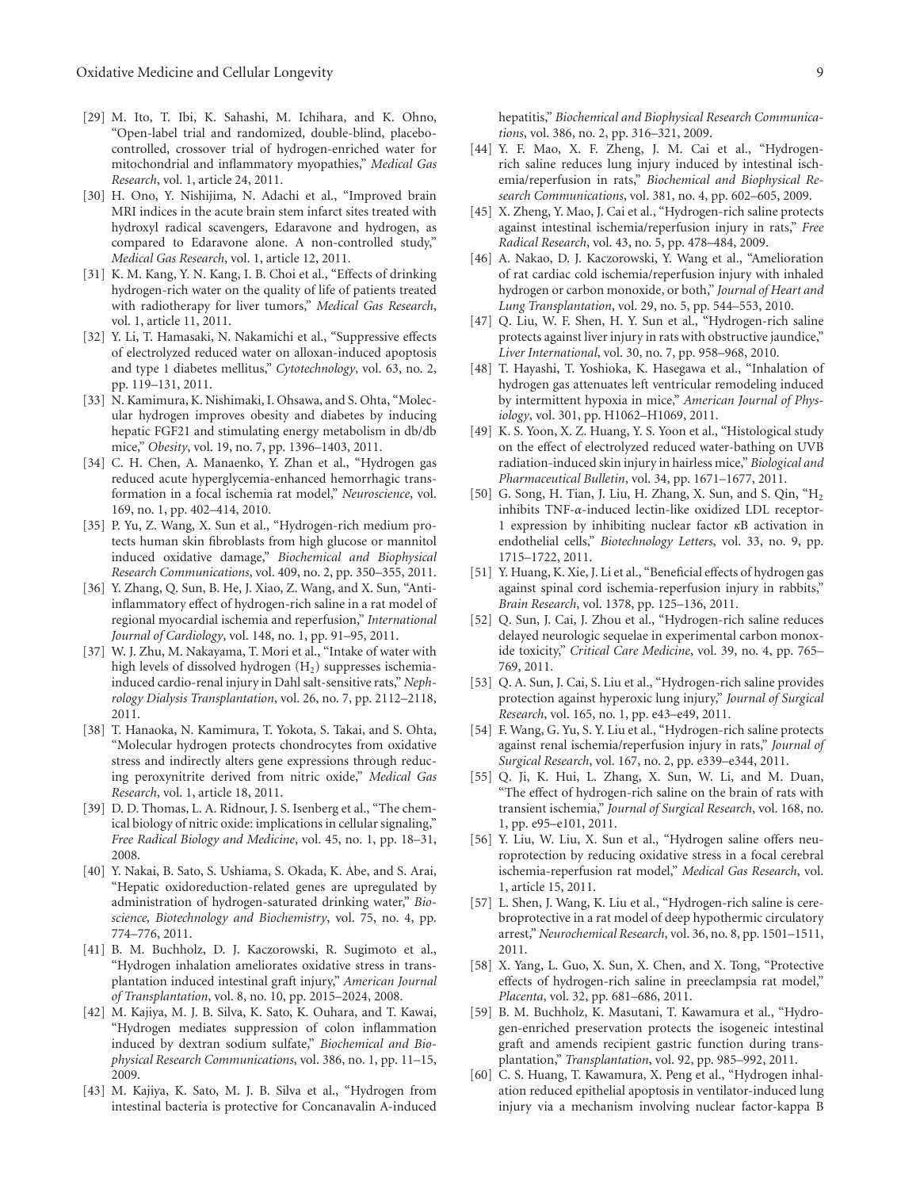[29] M. Ito, T. Ibi, K. Sahashi, M. Ichihara, and K. Ohno, "Open-label trial and randomized, double-blind, placebo-controlled, crossover trial of hydrogen-enriched water for mitochondrial and inflammatory myopathies," *Medical Gas Research*, vol. 1, article 24, 2011.

[30] H. Ono, Y. Nishijima, N. Adachi et al., "Improved brain MRI indices in the acute brain stem infarct sites treated with hydroxyl radical scavengers, Edaravone and hydrogen, as compared to Edaravone alone. A non-controlled study," *Medical Gas Research*, vol. 1, article 12, 2011.

[31] K. M. Kang, Y. N. Kang, I. B. Choi et al., "Effects of drinking hydrogen-rich water on the quality of life of patients treated with radiotherapy for liver tumors," *Medical Gas Research*, vol. 1, article 11, 2011.

[32] Y. Li, T. Hamasaki, N. Nakamichi et al., "Suppressive effects of electrolyzed reduced water on alloxan-induced apoptosis and type 1 diabetes mellitus," *Cytotechnology*, vol. 63, no. 2, pp. 119–131, 2011.

[33] N. Kamimura, K. Nishimaki, I. Ohsawa, and S. Ohta, "Molecular hydrogen improves obesity and diabetes by inducing hepatic FGF21 and stimulating energy metabolism in db/db mice," *Obesity*, vol. 19, no. 7, pp. 1396–1403, 2011.

[34] C. H. Chen, A. Manaenko, Y. Zhan et al., "Hydrogen gas reduced acute hyperglycemia-enhanced hemorrhagic transformation in a focal ischemia rat model," *Neuroscience*, vol. 169, no. 1, pp. 402–414, 2010.

[35] P. Yu, Z. Wang, X. Sun et al., "Hydrogen-rich medium protects human skin fibroblasts from high glucose or mannitol induced oxidative damage," *Biochemical and Biophysical Research Communications*, vol. 409, no. 2, pp. 350–355, 2011.

[36] Y. Zhang, Q. Sun, B. He, J. Xiao, Z. Wang, and X. Sun, "Anti-inflammatory effect of hydrogen-rich saline in a rat model of regional myocardial ischemia and reperfusion," *International Journal of Cardiology*, vol. 148, no. 1, pp. 91–95, 2011.

[37] W. J. Zhu, M. Nakayama, T. Mori et al., "Intake of water with high levels of dissolved hydrogen ($H_2$) suppresses ischemia-induced cardio-renal injury in Dahl salt-sensitive rats," *Nephrology Dialysis Transplantation*, vol. 26, no. 7, pp. 2112–2118, 2011.

[38] T. Hanaoka, N. Kamimura, T. Yokota, S. Takai, and S. Ohta, "Molecular hydrogen protects chondrocytes from oxidative stress and indirectly alters gene expressions through reducing peroxynitrite derived from nitric oxide," *Medical Gas Research*, vol. 1, article 18, 2011.

[39] D. D. Thomas, L. A. Ridnour, J. S. Isenberg et al., "The chemical biology of nitric oxide: implications in cellular signaling," *Free Radical Biology and Medicine*, vol. 45, no. 1, pp. 18–31, 2008.

[40] Y. Nakai, B. Sato, S. Ushiama, S. Okada, K. Abe, and S. Arai, "Hepatic oxidoreduction-related genes are upregulated by administration of hydrogen-saturated drinking water," *Bioscience, Biotechnology and Biochemistry*, vol. 75, no. 4, pp. 774–776, 2011.

[41] B. M. Buchholz, D. J. Kaczorowski, R. Sugimoto et al., "Hydrogen inhalation ameliorates oxidative stress in transplantation induced intestinal graft injury," *American Journal of Transplantation*, vol. 8, no. 10, pp. 2015–2024, 2008.

[42] M. Kajiya, M. J. B. Silva, K. Sato, K. Ouhara, and T. Kawai, "Hydrogen mediates suppression of colon inflammation induced by dextran sodium sulfate," *Biochemical and Biophysical Research Communications*, vol. 386, no. 1, pp. 11–15, 2009.

[43] M. Kajiya, K. Sato, M. J. B. Silva et al., "Hydrogen from intestinal bacteria is protective for Concanavalin A-induced hepatitis," *Biochemical and Biophysical Research Communications*, vol. 386, no. 2, pp. 316–321, 2009.

[44] Y. F. Mao, X. F. Zheng, J. M. Cai et al., "Hydrogen-rich saline reduces lung injury induced by intestinal ischemia/reperfusion in rats," *Biochemical and Biophysical Research Communications*, vol. 381, no. 4, pp. 602–605, 2009.

[45] X. Zheng, Y. Mao, J. Cai et al., "Hydrogen-rich saline protects against intestinal ischemia/reperfusion injury in rats," *Free Radical Research*, vol. 43, no. 5, pp. 478–484, 2009.

[46] A. Nakao, D. J. Kaczorowski, Y. Wang et al., "Amelioration of rat cardiac cold ischemia/reperfusion injury with inhaled hydrogen or carbon monoxide, or both," *Journal of Heart and Lung Transplantation*, vol. 29, no. 5, pp. 544–553, 2010.

[47] Q. Liu, W. F. Shen, H. Y. Sun et al., "Hydrogen-rich saline protects against liver injury in rats with obstructive jaundice," *Liver International*, vol. 30, no. 7, pp. 958–968, 2010.

[48] T. Hayashi, T. Yoshioka, K. Hasegawa et al., "Inhalation of hydrogen gas attenuates left ventricular remodeling induced by intermittent hypoxia in mice," *American Journal of Physiology*, vol. 301, pp. H1062–H1069, 2011.

[49] K. S. Yoon, X. Z. Huang, Y. S. Yoon et al., "Histological study on the effect of electrolyzed reduced water-bathing on UVB radiation-induced skin injury in hairless mice," *Biological and Pharmaceutical Bulletin*, vol. 34, pp. 1671–1677, 2011.

[50] G. Song, H. Tian, J. Liu, H. Zhang, X. Sun, and S. Qin, "$H_2$ inhibits TNF-$\alpha$-induced lectin-like oxidized LDL receptor-1 expression by inhibiting nuclear factor $\kappa$B activation in endothelial cells," *Biotechnology Letters*, vol. 33, no. 9, pp. 1715–1722, 2011.

[51] Y. Huang, K. Xie, J. Li et al., "Beneficial effects of hydrogen gas against spinal cord ischemia-reperfusion injury in rabbits," *Brain Research*, vol. 1378, pp. 125–136, 2011.

[52] Q. Sun, J. Cai, J. Zhou et al., "Hydrogen-rich saline reduces delayed neurologic sequelae in experimental carbon monoxide toxicity," *Critical Care Medicine*, vol. 39, no. 4, pp. 765–769, 2011.

[53] Q. A. Sun, J. Cai, S. Liu et al., "Hydrogen-rich saline provides protection against hyperoxic lung injury," *Journal of Surgical Research*, vol. 165, no. 1, pp. e43–e49, 2011.

[54] F. Wang, G. Yu, S. Y. Liu et al., "Hydrogen-rich saline protects against renal ischemia/reperfusion injury in rats," *Journal of Surgical Research*, vol. 167, no. 2, pp. e339–e344, 2011.

[55] Q. Ji, K. Hui, L. Zhang, X. Sun, W. Li, and M. Duan, "The effect of hydrogen-rich saline on the brain of rats with transient ischemia," *Journal of Surgical Research*, vol. 168, no. 1, pp. e95–e101, 2011.

[56] Y. Liu, W. Liu, X. Sun et al., "Hydrogen saline offers neuroprotection by reducing oxidative stress in a focal cerebral ischemia-reperfusion rat model," *Medical Gas Research*, vol. 1, article 15, 2011.

[57] L. Shen, J. Wang, K. Liu et al., "Hydrogen-rich saline is cerebroprotective in a rat model of deep hypothermic circulatory arrest," *Neurochemical Research*, vol. 36, no. 8, pp. 1501–1511, 2011.

[58] X. Yang, L. Guo, X. Sun, X. Chen, and X. Tong, "Protective effects of hydrogen-rich saline in preeclampsia rat model," *Placenta*, vol. 32, pp. 681–686, 2011.

[59] B. M. Buchholz, K. Masutani, T. Kawamura et al., "Hydrogen-enriched preservation protects the isogeneic intestinal graft and amends recipient gastric function during transplantation," *Transplantation*, vol. 92, pp. 985–992, 2011.

[60] C. S. Huang, T. Kawamura, X. Peng et al., "Hydrogen inhalation reduced epithelial apoptosis in ventilator-induced lung injury via a mechanism involving nuclear factor-kappa B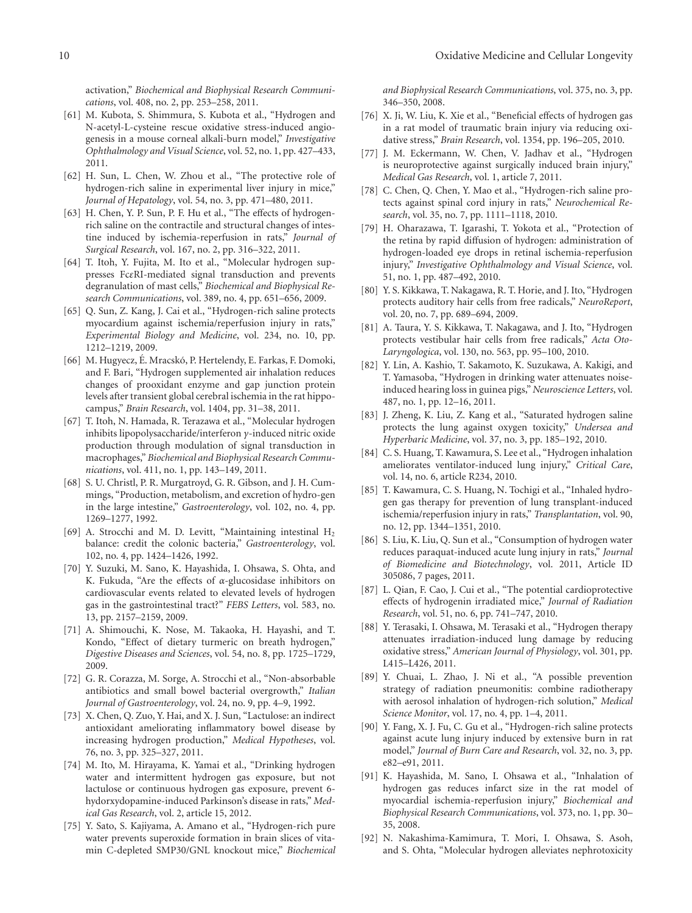activation," *Biochemical and Biophysical Research Communications*, vol. 408, no. 2, pp. 253–258, 2011.

[61] M. Kubota, S. Shimmura, S. Kubota et al., "Hydrogen and N-acetyl-L-cysteine rescue oxidative stress-induced angiogenesis in a mouse corneal alkali-burn model," *Investigative Ophthalmology and Visual Science*, vol. 52, no. 1, pp. 427–433, 2011.

[62] H. Sun, L. Chen, W. Zhou et al., "The protective role of hydrogen-rich saline in experimental liver injury in mice," *Journal of Hepatology*, vol. 54, no. 3, pp. 471–480, 2011.

[63] H. Chen, Y. P. Sun, P. F. Hu et al., "The effects of hydrogen-rich saline on the contractile and structural changes of intestine induced by ischemia-reperfusion in rats," *Journal of Surgical Research*, vol. 167, no. 2, pp. 316–322, 2011.

[64] T. Itoh, Y. Fujita, M. Ito et al., "Molecular hydrogen suppresses FcεRI-mediated signal transduction and prevents degranulation of mast cells," *Biochemical and Biophysical Research Communications*, vol. 389, no. 4, pp. 651–656, 2009.

[65] Q. Sun, Z. Kang, J. Cai et al., "Hydrogen-rich saline protects myocardium against ischemia/reperfusion injury in rats," *Experimental Biology and Medicine*, vol. 234, no. 10, pp. 1212–1219, 2009.

[66] M. Hugyecz, É. Mracskó, P. Hertelendy, E. Farkas, F. Domoki, and F. Bari, "Hydrogen supplemented air inhalation reduces changes of prooxidant enzyme and gap junction protein levels after transient global cerebral ischemia in the rat hippocampus," *Brain Research*, vol. 1404, pp. 31–38, 2011.

[67] T. Itoh, N. Hamada, R. Terazawa et al., "Molecular hydrogen inhibits lipopolysaccharide/interferon γ-induced nitric oxide production through modulation of signal transduction in macrophages," *Biochemical and Biophysical Research Communications*, vol. 411, no. 1, pp. 143–149, 2011.

[68] S. U. Christl, P. R. Murgatroyd, G. R. Gibson, and J. H. Cummings, "Production, metabolism, and excretion of hydro-gen in the large intestine," *Gastroenterology*, vol. 102, no. 4, pp. 1269–1277, 1992.

[69] A. Strocchi and M. D. Levitt, "Maintaining intestinal $H_2$ balance: credit the colonic bacteria," *Gastroenterology*, vol. 102, no. 4, pp. 1424–1426, 1992.

[70] Y. Suzuki, M. Sano, K. Hayashida, I. Ohsawa, S. Ohta, and K. Fukuda, "Are the effects of α-glucosidase inhibitors on cardiovascular events related to elevated levels of hydrogen gas in the gastrointestinal tract?" *FEBS Letters*, vol. 583, no. 13, pp. 2157–2159, 2009.

[71] A. Shimouchi, K. Nose, M. Takaoka, H. Hayashi, and T. Kondo, "Effect of dietary turmeric on breath hydrogen," *Digestive Diseases and Sciences*, vol. 54, no. 8, pp. 1725–1729, 2009.

[72] G. R. Corazza, M. Sorge, A. Strocchi et al., "Non-absorbable antibiotics and small bowel bacterial overgrowth," *Italian Journal of Gastroenterology*, vol. 24, no. 9, pp. 4–9, 1992.

[73] X. Chen, Q. Zuo, Y. Hai, and X. J. Sun, "Lactulose: an indirect antioxidant ameliorating inflammatory bowel disease by increasing hydrogen production," *Medical Hypotheses*, vol. 76, no. 3, pp. 325–327, 2011.

[74] M. Ito, M. Hirayama, K. Yamai et al., "Drinking hydrogen water and intermittent hydrogen gas exposure, but not lactulose or continuous hydrogen gas exposure, prevent 6-hydorxydopamine-induced Parkinson's disease in rats," *Medical Gas Research*, vol. 2, article 15, 2012.

[75] Y. Sato, S. Kajiyama, A. Amano et al., "Hydrogen-rich pure water prevents superoxide formation in brain slices of vitamin C-depleted SMP30/GNL knockout mice," *Biochemical and Biophysical Research Communications*, vol. 375, no. 3, pp. 346–350, 2008.

[76] X. Ji, W. Liu, K. Xie et al., "Beneficial effects of hydrogen gas in a rat model of traumatic brain injury via reducing oxidative stress," *Brain Research*, vol. 1354, pp. 196–205, 2010.

[77] J. M. Eckermann, W. Chen, V. Jadhav et al., "Hydrogen is neuroprotective against surgically induced brain injury," *Medical Gas Research*, vol. 1, article 7, 2011.

[78] C. Chen, Q. Chen, Y. Mao et al., "Hydrogen-rich saline protects against spinal cord injury in rats," *Neurochemical Research*, vol. 35, no. 7, pp. 1111–1118, 2010.

[79] H. Oharazawa, T. Igarashi, T. Yokota et al., "Protection of the retina by rapid diffusion of hydrogen: administration of hydrogen-loaded eye drops in retinal ischemia-reperfusion injury," *Investigative Ophthalmology and Visual Science*, vol. 51, no. 1, pp. 487–492, 2010.

[80] Y. S. Kikkawa, T. Nakagawa, R. T. Horie, and J. Ito, "Hydrogen protects auditory hair cells from free radicals," *NeuroReport*, vol. 20, no. 7, pp. 689–694, 2009.

[81] A. Taura, Y. S. Kikkawa, T. Nakagawa, and J. Ito, "Hydrogen protects vestibular hair cells from free radicals," *Acta Oto-Laryngologica*, vol. 130, no. 563, pp. 95–100, 2010.

[82] Y. Lin, A. Kashio, T. Sakamoto, K. Suzukawa, A. Kakigi, and T. Yamasoba, "Hydrogen in drinking water attenuates noise-induced hearing loss in guinea pigs," *Neuroscience Letters*, vol. 487, no. 1, pp. 12–16, 2011.

[83] J. Zheng, K. Liu, Z. Kang et al., "Saturated hydrogen saline protects the lung against oxygen toxicity," *Undersea and Hyperbaric Medicine*, vol. 37, no. 3, pp. 185–192, 2010.

[84] C. S. Huang, T. Kawamura, S. Lee et al., "Hydrogen inhalation ameliorates ventilator-induced lung injury," *Critical Care*, vol. 14, no. 6, article R234, 2010.

[85] T. Kawamura, C. S. Huang, N. Tochigi et al., "Inhaled hydrogen gas therapy for prevention of lung transplant-induced ischemia/reperfusion injury in rats," *Transplantation*, vol. 90, no. 12, pp. 1344–1351, 2010.

[86] S. Liu, K. Liu, Q. Sun et al., "Consumption of hydrogen water reduces paraquat-induced acute lung injury in rats," *Journal of Biomedicine and Biotechnology*, vol. 2011, Article ID 305086, 7 pages, 2011.

[87] L. Qian, F. Cao, J. Cui et al., "The potential cardioprotective effects of hydrogenin irradiated mice," *Journal of Radiation Research*, vol. 51, no. 6, pp. 741–747, 2010.

[88] Y. Terasaki, I. Ohsawa, M. Terasaki et al., "Hydrogen therapy attenuates irradiation-induced lung damage by reducing oxidative stress," *American Journal of Physiology*, vol. 301, pp. L415–L426, 2011.

[89] Y. Chuai, L. Zhao, J. Ni et al., "A possible prevention strategy of radiation pneumonitis: combine radiotherapy with aerosol inhalation of hydrogen-rich solution," *Medical Science Monitor*, vol. 17, no. 4, pp. 1–4, 2011.

[90] Y. Fang, X. J. Fu, C. Gu et al., "Hydrogen-rich saline protects against acute lung injury induced by extensive burn in rat model," *Journal of Burn Care and Research*, vol. 32, no. 3, pp. e82–e91, 2011.

[91] K. Hayashida, M. Sano, I. Ohsawa et al., "Inhalation of hydrogen gas reduces infarct size in the rat model of myocardial ischemia-reperfusion injury," *Biochemical and Biophysical Research Communications*, vol. 373, no. 1, pp. 30–35, 2008.

[92] N. Nakashima-Kamimura, T. Mori, I. Ohsawa, S. Asoh, and S. Ohta, "Molecular hydrogen alleviates nephrotoxicity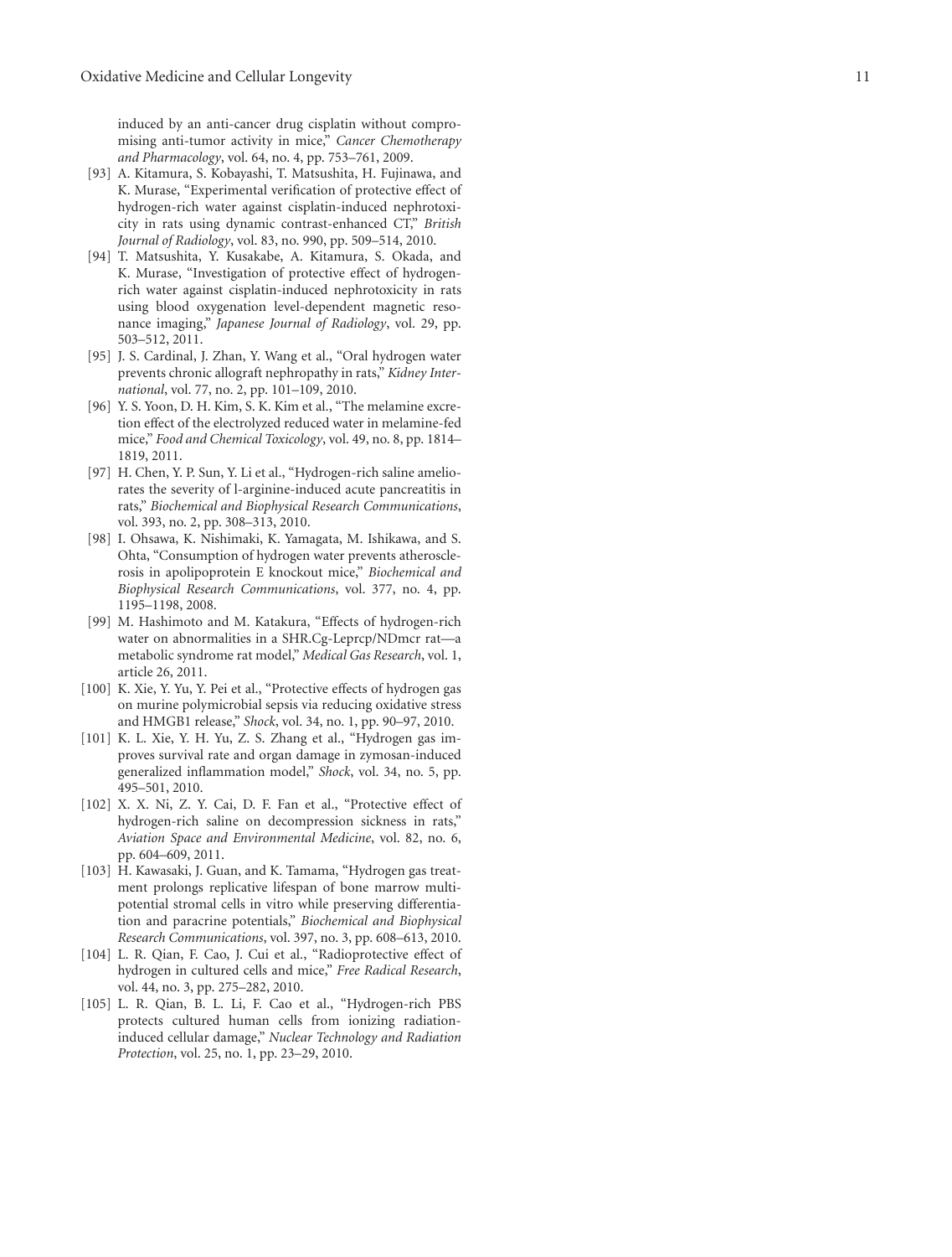induced by an anti-cancer drug cisplatin without compromising anti-tumor activity in mice," *Cancer Chemotherapy and Pharmacology*, vol. 64, no. 4, pp. 753–761, 2009.

[93] A. Kitamura, S. Kobayashi, T. Matsushita, H. Fujinawa, and K. Murase, "Experimental verification of protective effect of hydrogen-rich water against cisplatin-induced nephrotoxicity in rats using dynamic contrast-enhanced CT," *British Journal of Radiology*, vol. 83, no. 990, pp. 509–514, 2010.

[94] T. Matsushita, Y. Kusakabe, A. Kitamura, S. Okada, and K. Murase, "Investigation of protective effect of hydrogen-rich water against cisplatin-induced nephrotoxicity in rats using blood oxygenation level-dependent magnetic resonance imaging," *Japanese Journal of Radiology*, vol. 29, pp. 503–512, 2011.

[95] J. S. Cardinal, J. Zhan, Y. Wang et al., "Oral hydrogen water prevents chronic allograft nephropathy in rats," *Kidney International*, vol. 77, no. 2, pp. 101–109, 2010.

[96] Y. S. Yoon, D. H. Kim, S. K. Kim et al., "The melamine excretion effect of the electrolyzed reduced water in melamine-fed mice," *Food and Chemical Toxicology*, vol. 49, no. 8, pp. 1814–1819, 2011.

[97] H. Chen, Y. P. Sun, Y. Li et al., "Hydrogen-rich saline ameliorates the severity of l-arginine-induced acute pancreatitis in rats," *Biochemical and Biophysical Research Communications*, vol. 393, no. 2, pp. 308–313, 2010.

[98] I. Ohsawa, K. Nishimaki, K. Yamagata, M. Ishikawa, and S. Ohta, "Consumption of hydrogen water prevents atherosclerosis in apolipoprotein E knockout mice," *Biochemical and Biophysical Research Communications*, vol. 377, no. 4, pp. 1195–1198, 2008.

[99] M. Hashimoto and M. Katakura, "Effects of hydrogen-rich water on abnormalities in a SHR.Cg-Leprcp/NDmcr rat—a metabolic syndrome rat model," *Medical Gas Research*, vol. 1, article 26, 2011.

[100] K. Xie, Y. Yu, Y. Pei et al., "Protective effects of hydrogen gas on murine polymicrobial sepsis via reducing oxidative stress and HMGB1 release," *Shock*, vol. 34, no. 1, pp. 90–97, 2010.

[101] K. L. Xie, Y. H. Yu, Z. S. Zhang et al., "Hydrogen gas improves survival rate and organ damage in zymosan-induced generalized inflammation model," *Shock*, vol. 34, no. 5, pp. 495–501, 2010.

[102] X. X. Ni, Z. Y. Cai, D. F. Fan et al., "Protective effect of hydrogen-rich saline on decompression sickness in rats," *Aviation Space and Environmental Medicine*, vol. 82, no. 6, pp. 604–609, 2011.

[103] H. Kawasaki, J. Guan, and K. Tamama, "Hydrogen gas treatment prolongs replicative lifespan of bone marrow multipotential stromal cells in vitro while preserving differentiation and paracrine potentials," *Biochemical and Biophysical Research Communications*, vol. 397, no. 3, pp. 608–613, 2010.

[104] L. R. Qian, F. Cao, J. Cui et al., "Radioprotective effect of hydrogen in cultured cells and mice," *Free Radical Research*, vol. 44, no. 3, pp. 275–282, 2010.

[105] L. R. Qian, B. L. Li, F. Cao et al., "Hydrogen-rich PBS protects cultured human cells from ionizing radiation-induced cellular damage," *Nuclear Technology and Radiation Protection*, vol. 25, no. 1, pp. 23–29, 2010.